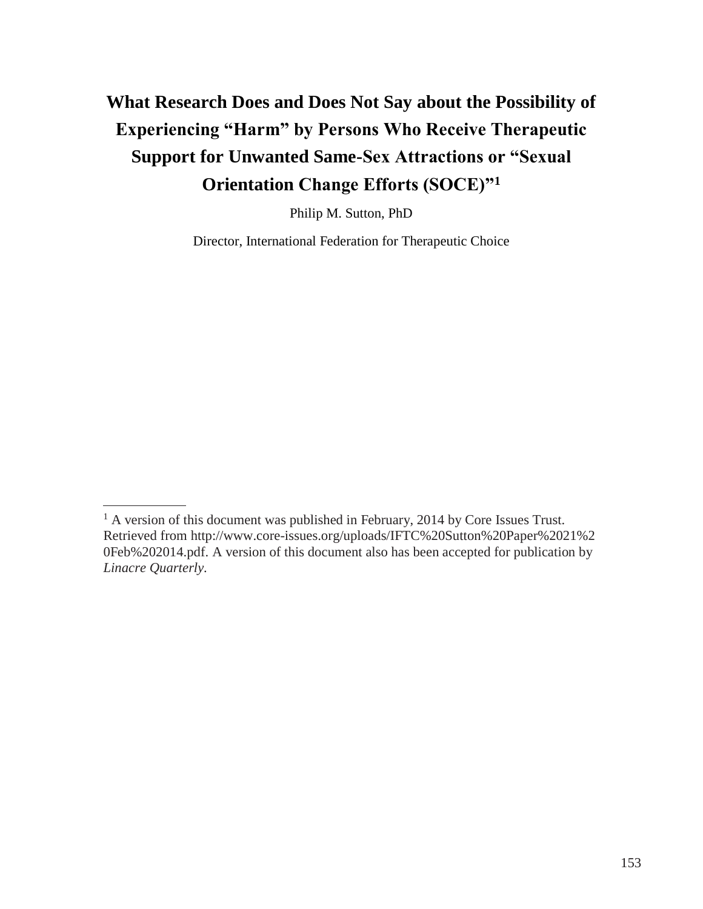# What Research Does and Does Not Say about the Possibility of Experiencing "Harm" by Persons Who Receive Therapeutic Support for Unwanted Same-Sex Attractions or "Sexual Orientation Change Efforts (SOCE)"[1]

Philip M. Sutton, PhD

Director, International Federation for Therapeutic Choice

[1] A version of this document was published in February, 2014 by Core Issues Trust. Retrieved from http://www.core-issues.org/uploads/IFTC%20Sutton%20Paper%2021%20Feb%202014.pdf. A version of this document also has been accepted for publication by *Linacre Quarterly*.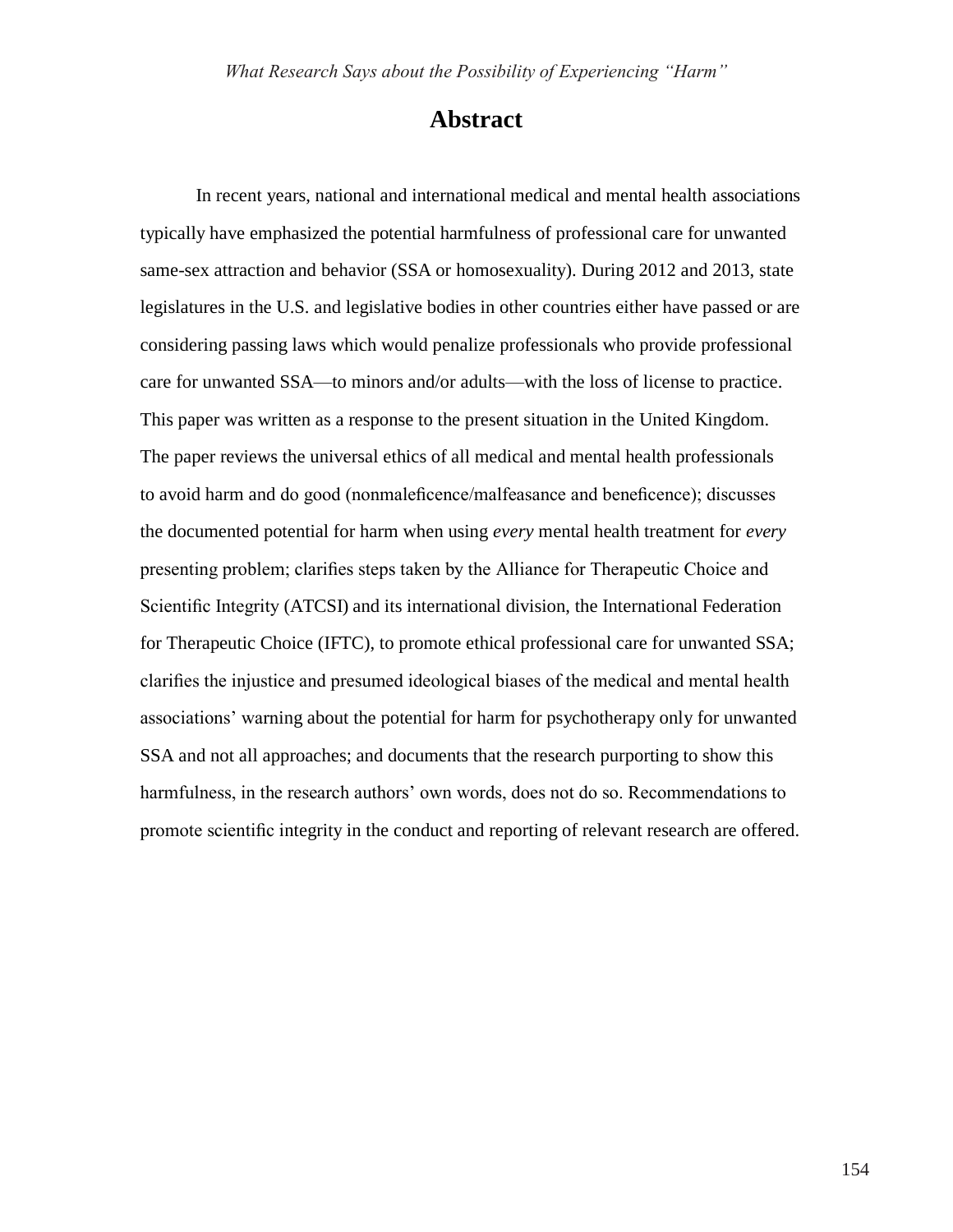# Abstract

In recent years, national and international medical and mental health associations typically have emphasized the potential harmfulness of professional care for unwanted same-sex attraction and behavior (SSA or homosexuality). During 2012 and 2013, state legislatures in the U.S. and legislative bodies in other countries either have passed or are considering passing laws which would penalize professionals who provide professional care for unwanted SSA—to minors and/or adults—with the loss of license to practice. This paper was written as a response to the present situation in the United Kingdom. The paper reviews the universal ethics of all medical and mental health professionals to avoid harm and do good (nonmaleficence/malfeasance and beneficence); discusses the documented potential for harm when using *every* mental health treatment for *every* presenting problem; clarifies steps taken by the Alliance for Therapeutic Choice and Scientific Integrity (ATCSI) and its international division, the International Federation for Therapeutic Choice (IFTC), to promote ethical professional care for unwanted SSA; clarifies the injustice and presumed ideological biases of the medical and mental health associations' warning about the potential for harm for psychotherapy only for unwanted SSA and not all approaches; and documents that the research purporting to show this harmfulness, in the research authors' own words, does not do so. Recommendations to promote scientific integrity in the conduct and reporting of relevant research are offered.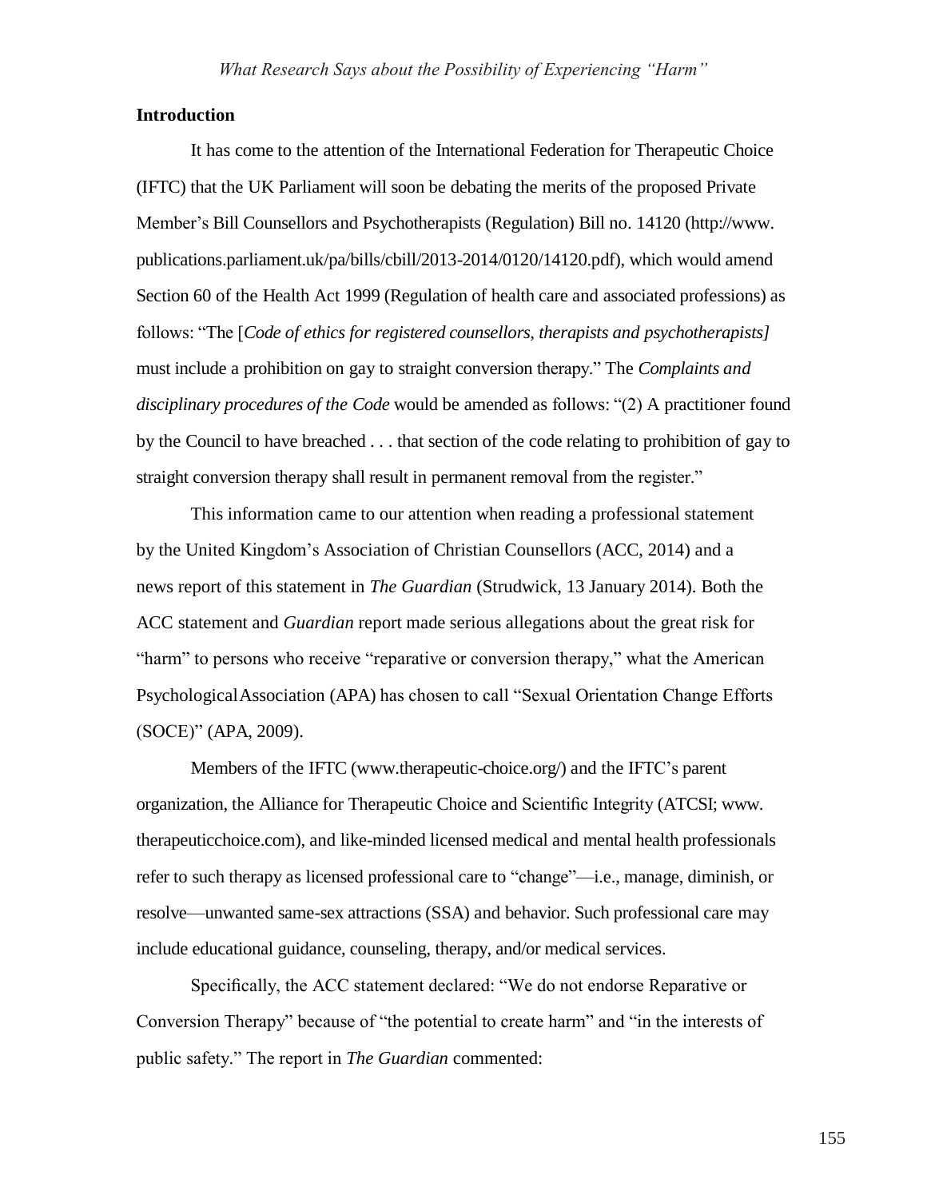## Introduction

It has come to the attention of the International Federation for Therapeutic Choice (IFTC) that the UK Parliament will soon be debating the merits of the proposed Private Member's Bill Counsellors and Psychotherapists (Regulation) Bill no. 14120 (http://www.publications.parliament.uk/pa/bills/cbill/2013-2014/0120/14120.pdf), which would amend Section 60 of the Health Act 1999 (Regulation of health care and associated professions) as follows: "The [*Code of ethics for registered counsellors, therapists and psychotherapists]* must include a prohibition on gay to straight conversion therapy." The *Complaints and disciplinary procedures of the Code* would be amended as follows: "(2) A practitioner found by the Council to have breached . . . that section of the code relating to prohibition of gay to straight conversion therapy shall result in permanent removal from the register."

This information came to our attention when reading a professional statement by the United Kingdom's Association of Christian Counsellors (ACC, 2014) and a news report of this statement in *The Guardian* (Strudwick, 13 January 2014). Both the ACC statement and *Guardian* report made serious allegations about the great risk for "harm" to persons who receive "reparative or conversion therapy," what the American Psychological Association (APA) has chosen to call "Sexual Orientation Change Efforts (SOCE)" (APA, 2009).

Members of the IFTC (www.therapeutic-choice.org/) and the IFTC's parent organization, the Alliance for Therapeutic Choice and Scientific Integrity (ATCSI; www.therapeuticchoice.com), and like-minded licensed medical and mental health professionals refer to such therapy as licensed professional care to "change"—i.e., manage, diminish, or resolve—unwanted same-sex attractions (SSA) and behavior. Such professional care may include educational guidance, counseling, therapy, and/or medical services.

Specifically, the ACC statement declared: "We do not endorse Reparative or Conversion Therapy" because of "the potential to create harm" and "in the interests of public safety." The report in *The Guardian* commented: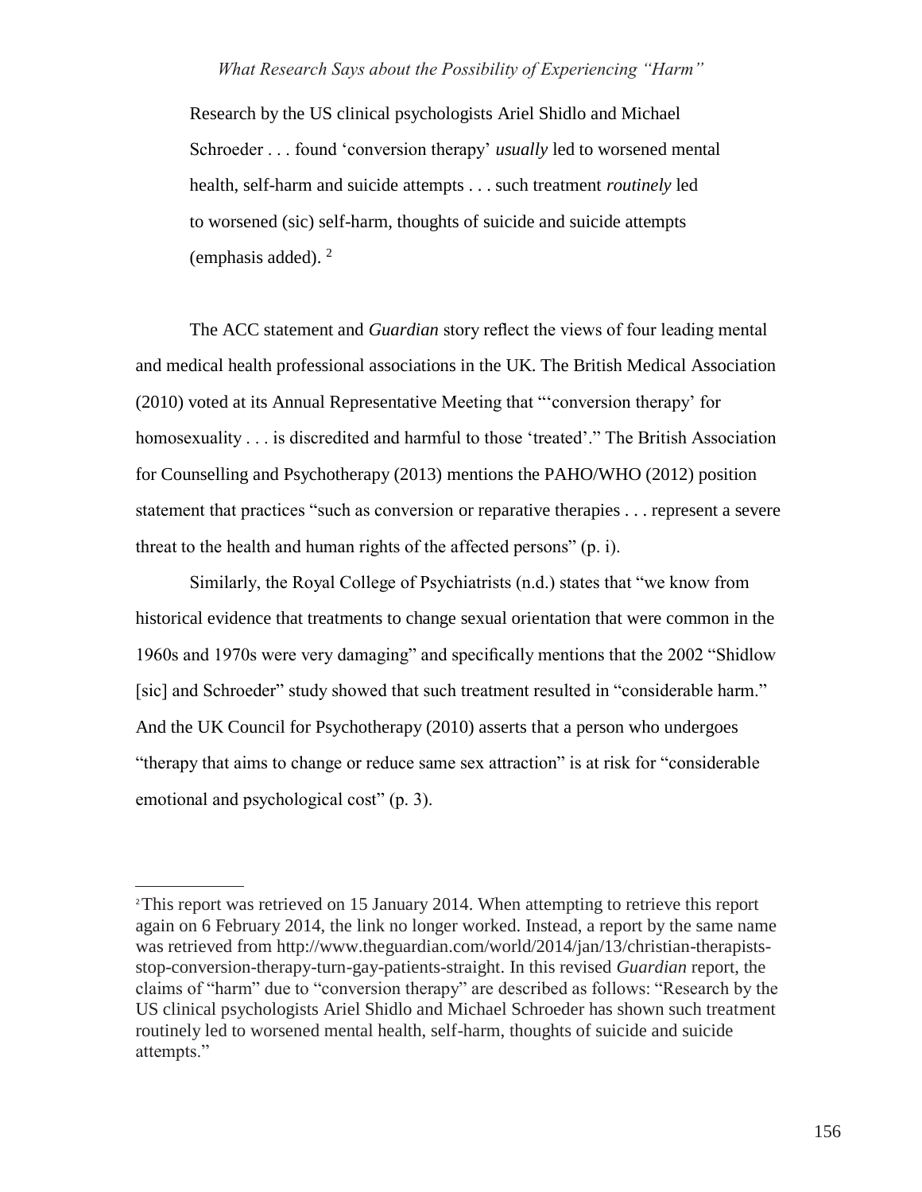Research by the US clinical psychologists Ariel Shidlo and Michael Schroeder . . . found 'conversion therapy' *usually* led to worsened mental health, self-harm and suicide attempts . . . such treatment *routinely* led to worsened (sic) self-harm, thoughts of suicide and suicide attempts (emphasis added). [2]

The ACC statement and *Guardian* story reflect the views of four leading mental and medical health professional associations in the UK. The British Medical Association (2010) voted at its Annual Representative Meeting that "'conversion therapy' for homosexuality . . . is discredited and harmful to those 'treated'." The British Association for Counselling and Psychotherapy (2013) mentions the PAHO/WHO (2012) position statement that practices "such as conversion or reparative therapies . . . represent a severe threat to the health and human rights of the affected persons" (p. i).

Similarly, the Royal College of Psychiatrists (n.d.) states that "we know from historical evidence that treatments to change sexual orientation that were common in the 1960s and 1970s were very damaging" and specifically mentions that the 2002 "Shidlow [sic] and Schroeder" study showed that such treatment resulted in "considerable harm." And the UK Council for Psychotherapy (2010) asserts that a person who undergoes "therapy that aims to change or reduce same sex attraction" is at risk for "considerable emotional and psychological cost" (p. 3).

---

[2] This report was retrieved on 15 January 2014. When attempting to retrieve this report again on 6 February 2014, the link no longer worked. Instead, a report by the same name was retrieved from http://www.theguardian.com/world/2014/jan/13/christian-therapists-stop-conversion-therapy-turn-gay-patients-straight. In this revised *Guardian* report, the claims of "harm" due to "conversion therapy" are described as follows: "Research by the US clinical psychologists Ariel Shidlo and Michael Schroeder has shown such treatment routinely led to worsened mental health, self-harm, thoughts of suicide and suicide attempts."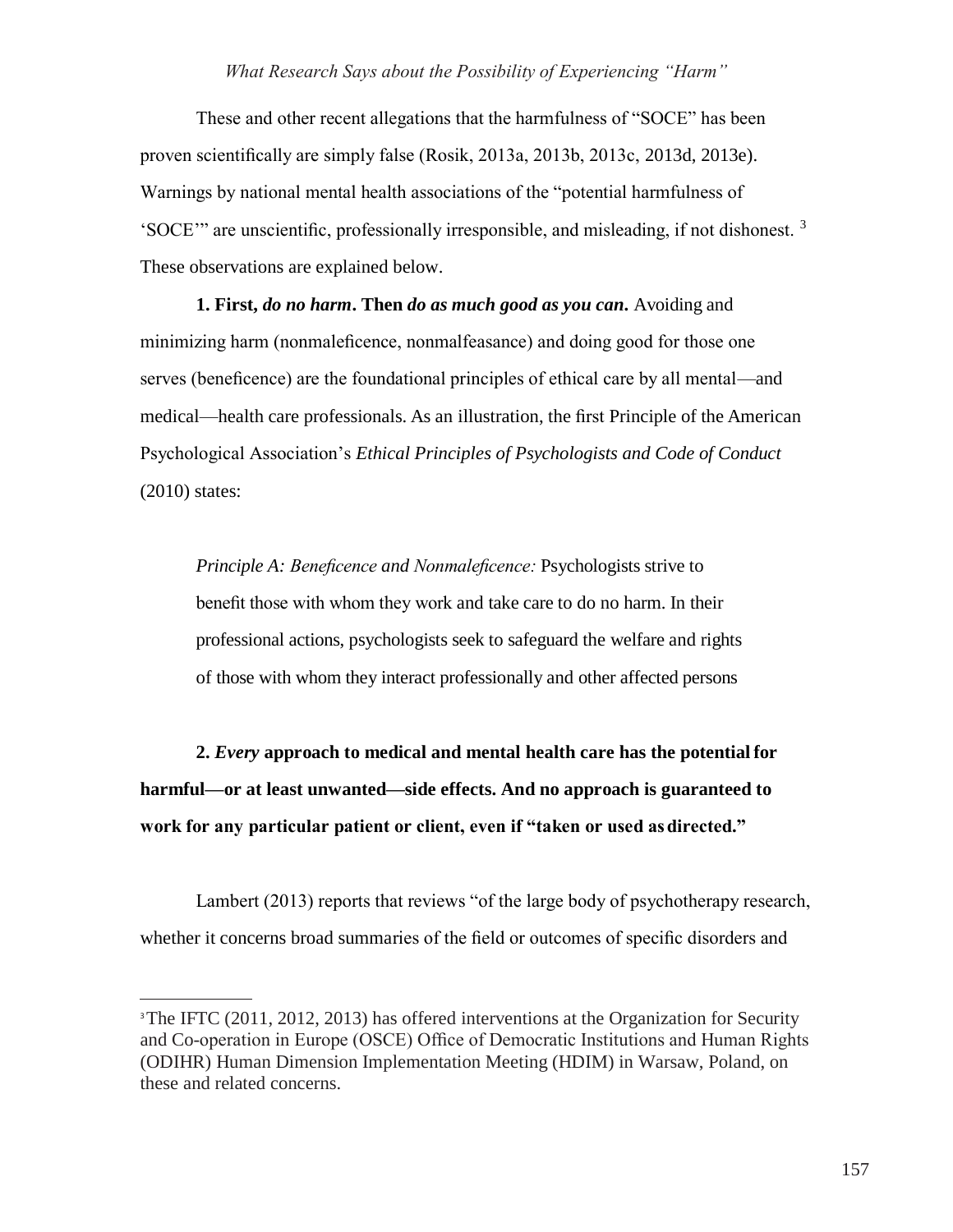These and other recent allegations that the harmfulness of "SOCE" has been proven scientifically are simply false (Rosik, 2013a, 2013b, 2013c, 2013d, 2013e). Warnings by national mental health associations of the "potential harmfulness of 'SOCE'" are unscientific, professionally irresponsible, and misleading, if not dishonest. [3] These observations are explained below.

**1. First, *do no harm*. Then *do as much good as you can*.** Avoiding and minimizing harm (nonmaleficence, nonmalfeasance) and doing good for those one serves (beneficence) are the foundational principles of ethical care by all mental—and medical—health care professionals. As an illustration, the first Principle of the American Psychological Association's *Ethical Principles of Psychologists and Code of Conduct* (2010) states:

> *Principle A: Beneficence and Nonmaleficence:* Psychologists strive to benefit those with whom they work and take care to do no harm. In their professional actions, psychologists seek to safeguard the welfare and rights of those with whom they interact professionally and other affected persons

**2. *Every* approach to medical and mental health care has the potential for harmful—or at least unwanted—side effects. And no approach is guaranteed to work for any particular patient or client, even if "taken or used as directed."**

Lambert (2013) reports that reviews "of the large body of psychotherapy research, whether it concerns broad summaries of the field or outcomes of specific disorders and

[3] The IFTC (2011, 2012, 2013) has offered interventions at the Organization for Security and Co-operation in Europe (OSCE) Office of Democratic Institutions and Human Rights (ODIHR) Human Dimension Implementation Meeting (HDIM) in Warsaw, Poland, on these and related concerns.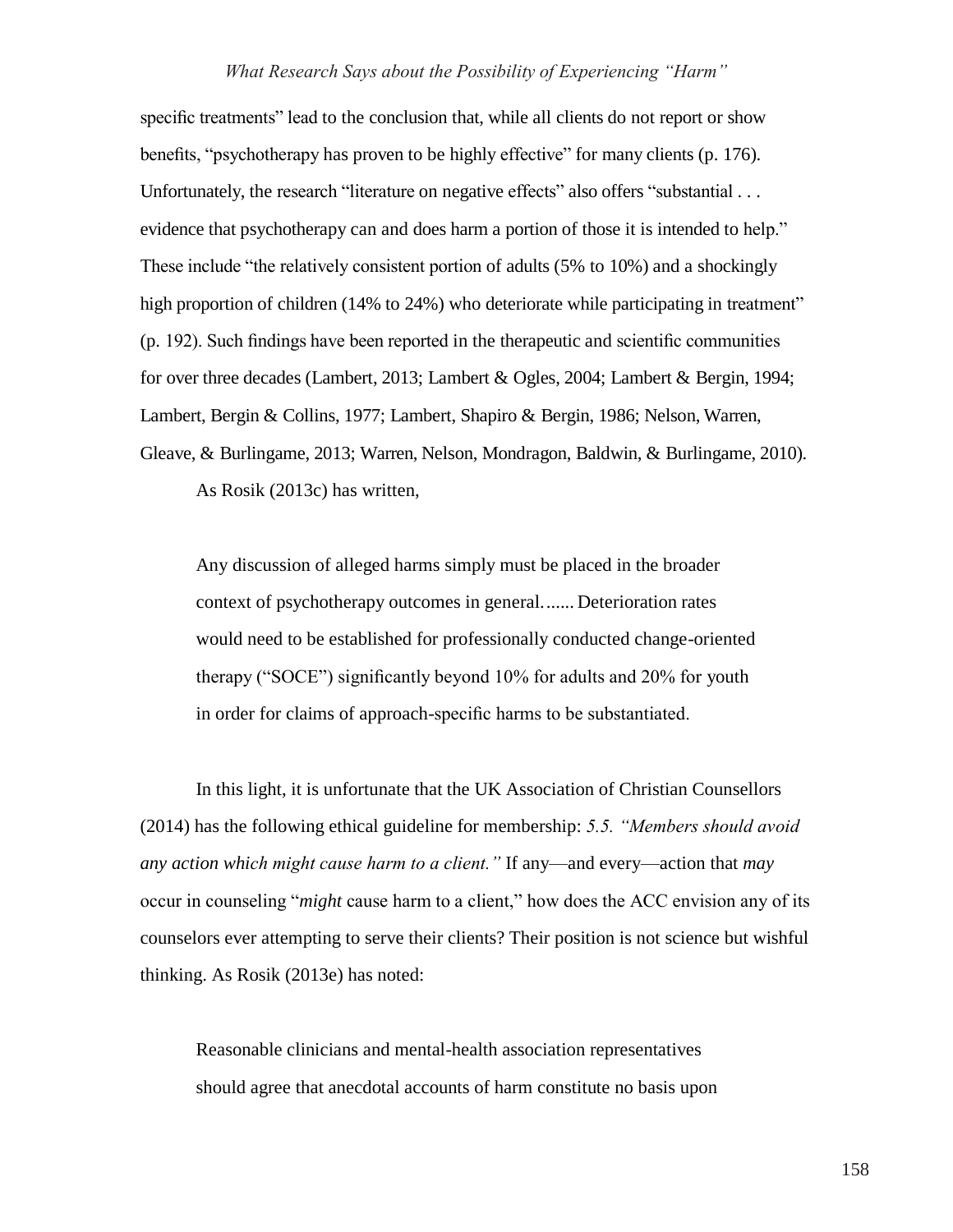specific treatments" lead to the conclusion that, while all clients do not report or show benefits, "psychotherapy has proven to be highly effective" for many clients (p. 176). Unfortunately, the research "literature on negative effects" also offers "substantial . . . evidence that psychotherapy can and does harm a portion of those it is intended to help." These include "the relatively consistent portion of adults (5% to 10%) and a shockingly high proportion of children (14% to 24%) who deteriorate while participating in treatment" (p. 192). Such findings have been reported in the therapeutic and scientific communities for over three decades (Lambert, 2013; Lambert & Ogles, 2004; Lambert & Bergin, 1994; Lambert, Bergin & Collins, 1977; Lambert, Shapiro & Bergin, 1986; Nelson, Warren, Gleave, & Burlingame, 2013; Warren, Nelson, Mondragon, Baldwin, & Burlingame, 2010).

As Rosik (2013c) has written,

> Any discussion of alleged harms simply must be placed in the broader context of psychotherapy outcomes in general....... Deterioration rates would need to be established for professionally conducted change-oriented therapy ("SOCE") significantly beyond 10% for adults and 20% for youth in order for claims of approach-specific harms to be substantiated.

In this light, it is unfortunate that the UK Association of Christian Counsellors (2014) has the following ethical guideline for membership: *5.5. "Members should avoid any action which might cause harm to a client."* If any—and every—action that *may* occur in counseling "*might* cause harm to a client," how does the ACC envision any of its counselors ever attempting to serve their clients? Their position is not science but wishful thinking. As Rosik (2013e) has noted:

> Reasonable clinicians and mental-health association representatives should agree that anecdotal accounts of harm constitute no basis upon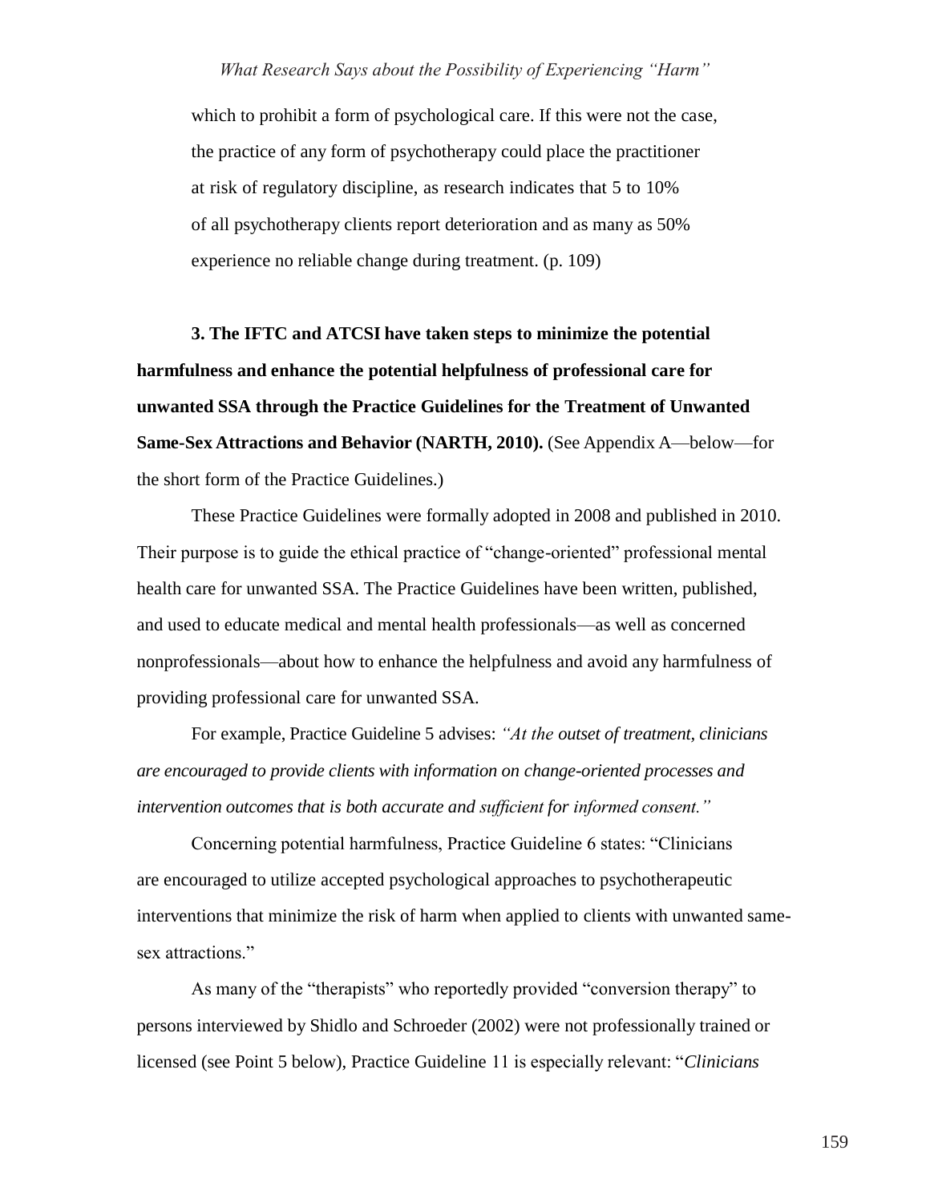which to prohibit a form of psychological care. If this were not the case, the practice of any form of psychotherapy could place the practitioner at risk of regulatory discipline, as research indicates that 5 to 10% of all psychotherapy clients report deterioration and as many as 50% experience no reliable change during treatment. (p. 109)

**3. The IFTC and ATCSI have taken steps to minimize the potential harmfulness and enhance the potential helpfulness of professional care for unwanted SSA through the Practice Guidelines for the Treatment of Unwanted Same-Sex Attractions and Behavior (NARTH, 2010).** (See Appendix A—below—for the short form of the Practice Guidelines.)

These Practice Guidelines were formally adopted in 2008 and published in 2010. Their purpose is to guide the ethical practice of "change-oriented" professional mental health care for unwanted SSA. The Practice Guidelines have been written, published, and used to educate medical and mental health professionals—as well as concerned nonprofessionals—about how to enhance the helpfulness and avoid any harmfulness of providing professional care for unwanted SSA.

For example, Practice Guideline 5 advises: *"At the outset of treatment, clinicians are encouraged to provide clients with information on change-oriented processes and intervention outcomes that is both accurate and sufficient for informed consent."*

Concerning potential harmfulness, Practice Guideline 6 states: "Clinicians are encouraged to utilize accepted psychological approaches to psychotherapeutic interventions that minimize the risk of harm when applied to clients with unwanted same-sex attractions."

As many of the "therapists" who reportedly provided "conversion therapy" to persons interviewed by Shidlo and Schroeder (2002) were not professionally trained or licensed (see Point 5 below), Practice Guideline 11 is especially relevant: "*Clinicians*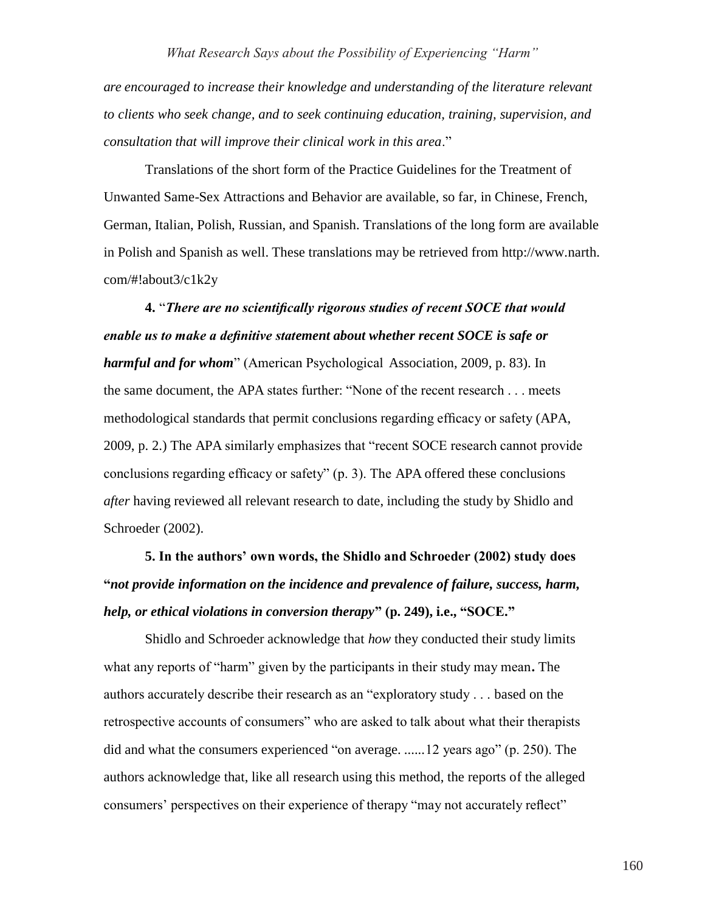*are encouraged to increase their knowledge and understanding of the literature relevant to clients who seek change, and to seek continuing education, training, supervision, and consultation that will improve their clinical work in this area*."

Translations of the short form of the Practice Guidelines for the Treatment of Unwanted Same-Sex Attractions and Behavior are available, so far, in Chinese, French, German, Italian, Polish, Russian, and Spanish. Translations of the long form are available in Polish and Spanish as well. These translations may be retrieved from http://www.narth.com/#!about3/c1k2y

**4.** "***There are no scientifically rigorous studies of recent SOCE that would enable us to make a definitive statement about whether recent SOCE is safe or harmful and for whom***" (American Psychological Association, 2009, p. 83). In the same document, the APA states further: "None of the recent research . . . meets methodological standards that permit conclusions regarding efficacy or safety (APA, 2009, p. 2.) The APA similarly emphasizes that "recent SOCE research cannot provide conclusions regarding efficacy or safety" (p. 3). The APA offered these conclusions *after* having reviewed all relevant research to date, including the study by Shidlo and Schroeder (2002).

**5. In the authors' own words, the Shidlo and Schroeder (2002) study does "*not provide information on the incidence and prevalence of failure, success, harm, help, or ethical violations in conversion therapy*" (p. 249), i.e., "SOCE."**

Shidlo and Schroeder acknowledge that *how* they conducted their study limits what any reports of "harm" given by the participants in their study may mean**.** The authors accurately describe their research as an "exploratory study . . . based on the retrospective accounts of consumers" who are asked to talk about what their therapists did and what the consumers experienced "on average. ......12 years ago" (p. 250). The authors acknowledge that, like all research using this method, the reports of the alleged consumers' perspectives on their experience of therapy "may not accurately reflect"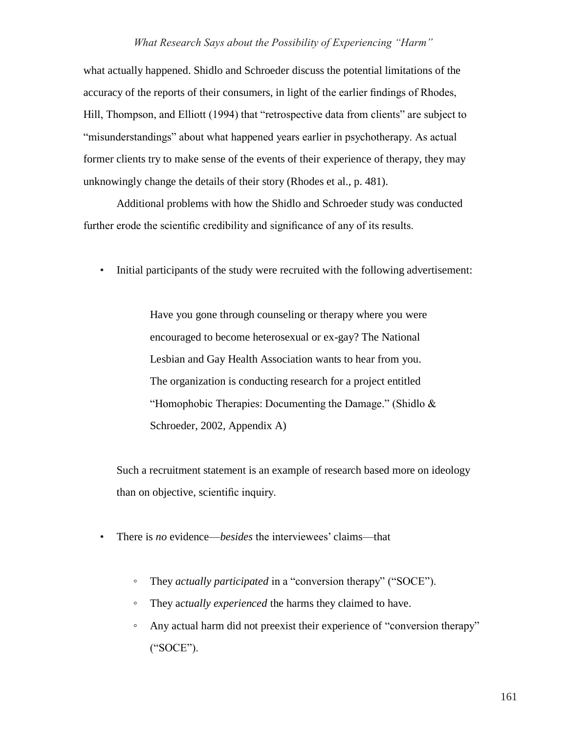what actually happened. Shidlo and Schroeder discuss the potential limitations of the accuracy of the reports of their consumers, in light of the earlier findings of Rhodes, Hill, Thompson, and Elliott (1994) that "retrospective data from clients" are subject to "misunderstandings" about what happened years earlier in psychotherapy. As actual former clients try to make sense of the events of their experience of therapy, they may unknowingly change the details of their story (Rhodes et al., p. 481).

Additional problems with how the Shidlo and Schroeder study was conducted further erode the scientific credibility and significance of any of its results.

- Initial participants of the study were recruited with the following advertisement:

  > Have you gone through counseling or therapy where you were encouraged to become heterosexual or ex-gay? The National Lesbian and Gay Health Association wants to hear from you. The organization is conducting research for a project entitled "Homophobic Therapies: Documenting the Damage." (Shidlo & Schroeder, 2002, Appendix A)

  Such a recruitment statement is an example of research based more on ideology than on objective, scientific inquiry.

- There is *no* evidence—*besides* the interviewees' claims—that
  - They *actually participated* in a "conversion therapy" ("SOCE").
  - They a*ctually experienced* the harms they claimed to have.
  - Any actual harm did not preexist their experience of "conversion therapy" ("SOCE").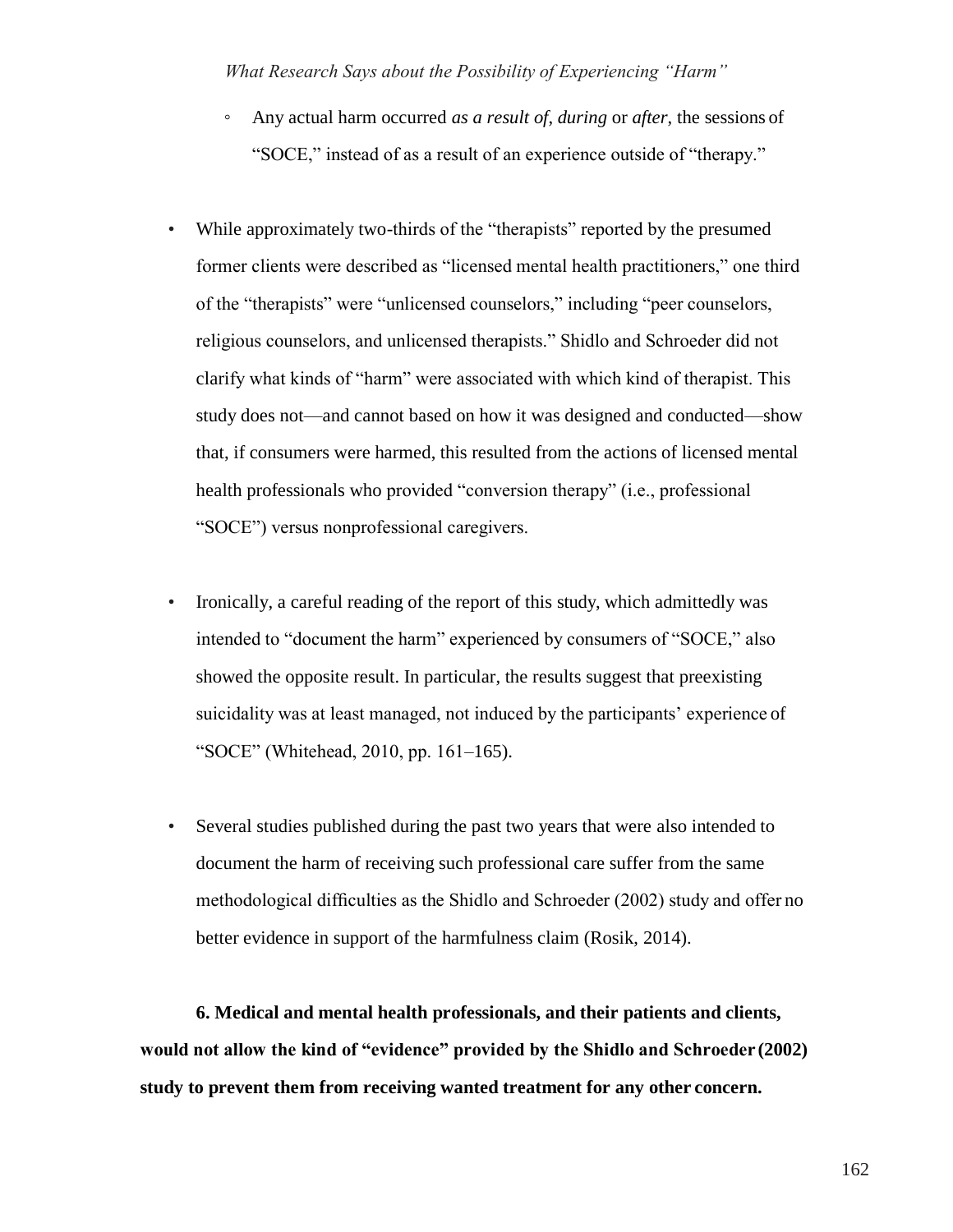- Any actual harm occurred *as a result of*, *during* or *after*, the sessions of "SOCE," instead of as a result of an experience outside of "therapy."

- While approximately two-thirds of the "therapists" reported by the presumed former clients were described as "licensed mental health practitioners," one third of the "therapists" were "unlicensed counselors," including "peer counselors, religious counselors, and unlicensed therapists." Shidlo and Schroeder did not clarify what kinds of "harm" were associated with which kind of therapist. This study does not—and cannot based on how it was designed and conducted—show that, if consumers were harmed, this resulted from the actions of licensed mental health professionals who provided "conversion therapy" (i.e., professional "SOCE") versus nonprofessional caregivers.

- Ironically, a careful reading of the report of this study, which admittedly was intended to "document the harm" experienced by consumers of "SOCE," also showed the opposite result. In particular, the results suggest that preexisting suicidality was at least managed, not induced by the participants' experience of "SOCE" (Whitehead, 2010, pp. 161–165).

- Several studies published during the past two years that were also intended to document the harm of receiving such professional care suffer from the same methodological difficulties as the Shidlo and Schroeder (2002) study and offer no better evidence in support of the harmfulness claim (Rosik, 2014).

**6. Medical and mental health professionals, and their patients and clients, would not allow the kind of "evidence" provided by the Shidlo and Schroeder (2002) study to prevent them from receiving wanted treatment for any other concern.**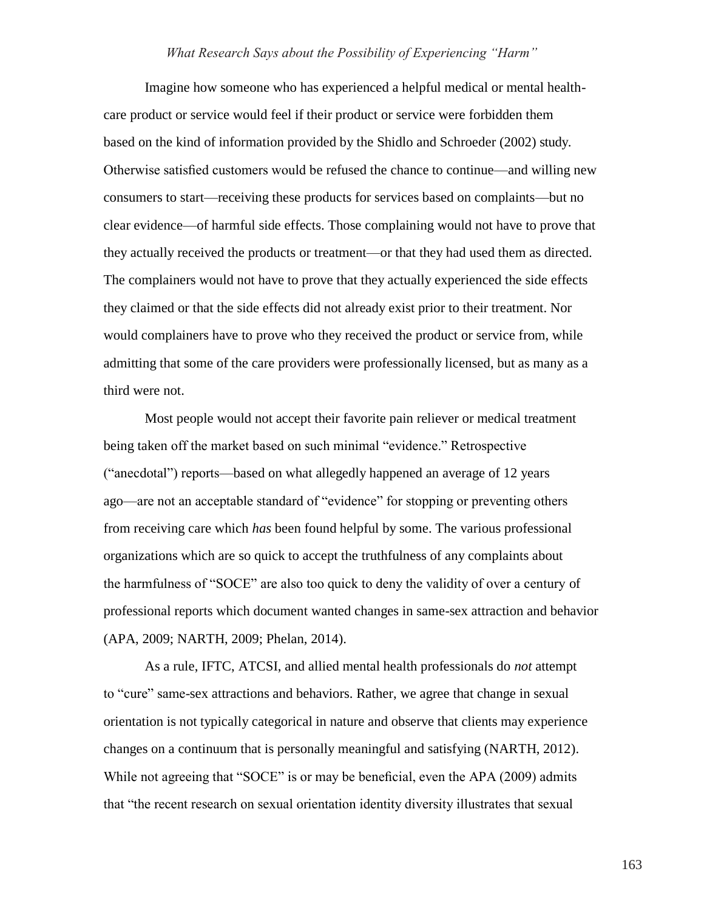Imagine how someone who has experienced a helpful medical or mental health-care product or service would feel if their product or service were forbidden them based on the kind of information provided by the Shidlo and Schroeder (2002) study. Otherwise satisfied customers would be refused the chance to continue—and willing new consumers to start—receiving these products for services based on complaints—but no clear evidence—of harmful side effects. Those complaining would not have to prove that they actually received the products or treatment—or that they had used them as directed. The complainers would not have to prove that they actually experienced the side effects they claimed or that the side effects did not already exist prior to their treatment. Nor would complainers have to prove who they received the product or service from, while admitting that some of the care providers were professionally licensed, but as many as a third were not.

Most people would not accept their favorite pain reliever or medical treatment being taken off the market based on such minimal "evidence." Retrospective ("anecdotal") reports—based on what allegedly happened an average of 12 years ago—are not an acceptable standard of "evidence" for stopping or preventing others from receiving care which *has* been found helpful by some. The various professional organizations which are so quick to accept the truthfulness of any complaints about the harmfulness of "SOCE" are also too quick to deny the validity of over a century of professional reports which document wanted changes in same-sex attraction and behavior (APA, 2009; NARTH, 2009; Phelan, 2014).

As a rule, IFTC, ATCSI, and allied mental health professionals do *not* attempt to "cure" same-sex attractions and behaviors. Rather, we agree that change in sexual orientation is not typically categorical in nature and observe that clients may experience changes on a continuum that is personally meaningful and satisfying (NARTH, 2012). While not agreeing that "SOCE" is or may be beneficial, even the APA (2009) admits that "the recent research on sexual orientation identity diversity illustrates that sexual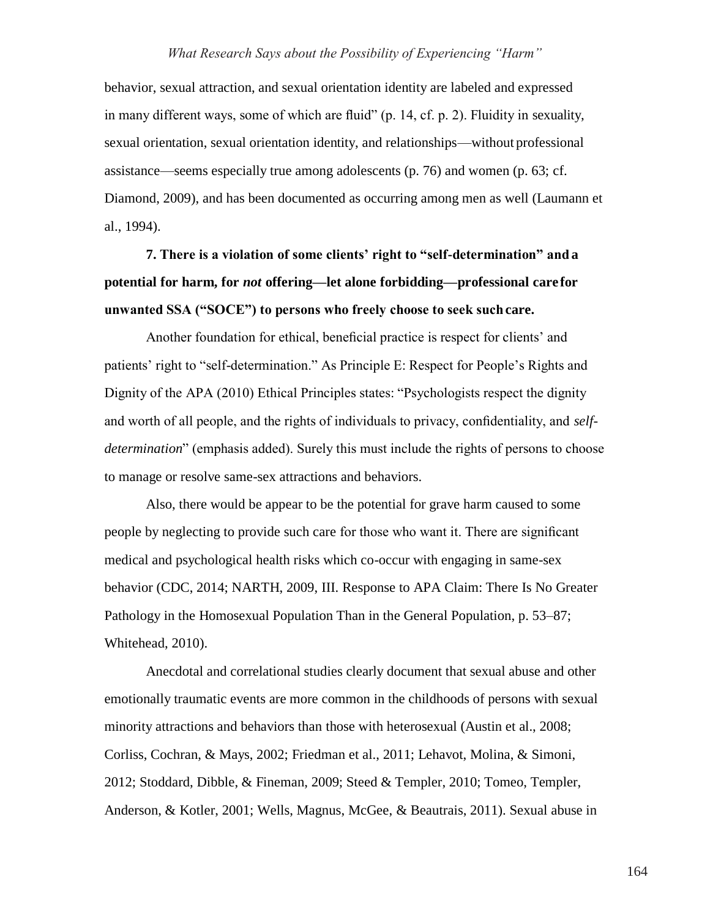behavior, sexual attraction, and sexual orientation identity are labeled and expressed in many different ways, some of which are fluid" (p. 14, cf. p. 2). Fluidity in sexuality, sexual orientation, sexual orientation identity, and relationships—without professional assistance—seems especially true among adolescents (p. 76) and women (p. 63; cf. Diamond, 2009), and has been documented as occurring among men as well (Laumann et al., 1994).

**7. There is a violation of some clients' right to "self-determination" and a potential for harm, for *not* offering—let alone forbidding—professional care for unwanted SSA ("SOCE") to persons who freely choose to seek such care.**

Another foundation for ethical, beneficial practice is respect for clients' and patients' right to "self-determination." As Principle E: Respect for People's Rights and Dignity of the APA (2010) Ethical Principles states: "Psychologists respect the dignity and worth of all people, and the rights of individuals to privacy, confidentiality, and *self-determination*" (emphasis added). Surely this must include the rights of persons to choose to manage or resolve same-sex attractions and behaviors.

Also, there would be appear to be the potential for grave harm caused to some people by neglecting to provide such care for those who want it. There are significant medical and psychological health risks which co-occur with engaging in same-sex behavior (CDC, 2014; NARTH, 2009, III. Response to APA Claim: There Is No Greater Pathology in the Homosexual Population Than in the General Population, p. 53–87; Whitehead, 2010).

Anecdotal and correlational studies clearly document that sexual abuse and other emotionally traumatic events are more common in the childhoods of persons with sexual minority attractions and behaviors than those with heterosexual (Austin et al., 2008; Corliss, Cochran, & Mays, 2002; Friedman et al., 2011; Lehavot, Molina, & Simoni, 2012; Stoddard, Dibble, & Fineman, 2009; Steed & Templer, 2010; Tomeo, Templer, Anderson, & Kotler, 2001; Wells, Magnus, McGee, & Beautrais, 2011). Sexual abuse in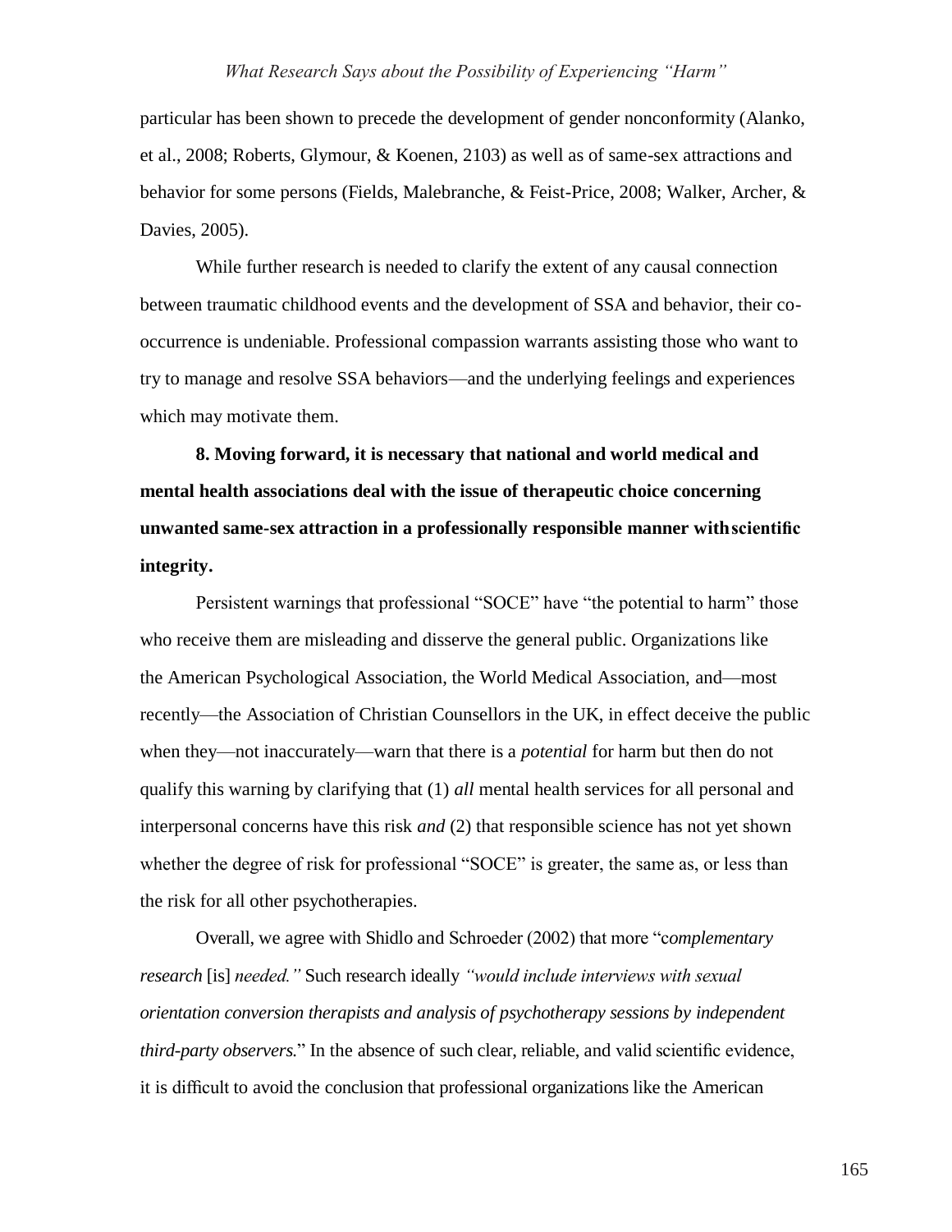particular has been shown to precede the development of gender nonconformity (Alanko, et al., 2008; Roberts, Glymour, & Koenen, 2103) as well as of same-sex attractions and behavior for some persons (Fields, Malebranche, & Feist-Price, 2008; Walker, Archer, & Davies, 2005).

While further research is needed to clarify the extent of any causal connection between traumatic childhood events and the development of SSA and behavior, their co-occurrence is undeniable. Professional compassion warrants assisting those who want to try to manage and resolve SSA behaviors—and the underlying feelings and experiences which may motivate them.

**8. Moving forward, it is necessary that national and world medical and mental health associations deal with the issue of therapeutic choice concerning unwanted same-sex attraction in a professionally responsible manner with scientific integrity.**

Persistent warnings that professional "SOCE" have "the potential to harm" those who receive them are misleading and disserve the general public. Organizations like the American Psychological Association, the World Medical Association, and—most recently—the Association of Christian Counsellors in the UK, in effect deceive the public when they—not inaccurately—warn that there is a *potential* for harm but then do not qualify this warning by clarifying that (1) *all* mental health services for all personal and interpersonal concerns have this risk *and* (2) that responsible science has not yet shown whether the degree of risk for professional "SOCE" is greater, the same as, or less than the risk for all other psychotherapies.

Overall, we agree with Shidlo and Schroeder (2002) that more "c*omplementary research* [is] *needed."* Such research ideally *"would include interviews with sexual orientation conversion therapists and analysis of psychotherapy sessions by independent third-party observers.*" In the absence of such clear, reliable, and valid scientific evidence, it is difficult to avoid the conclusion that professional organizations like the American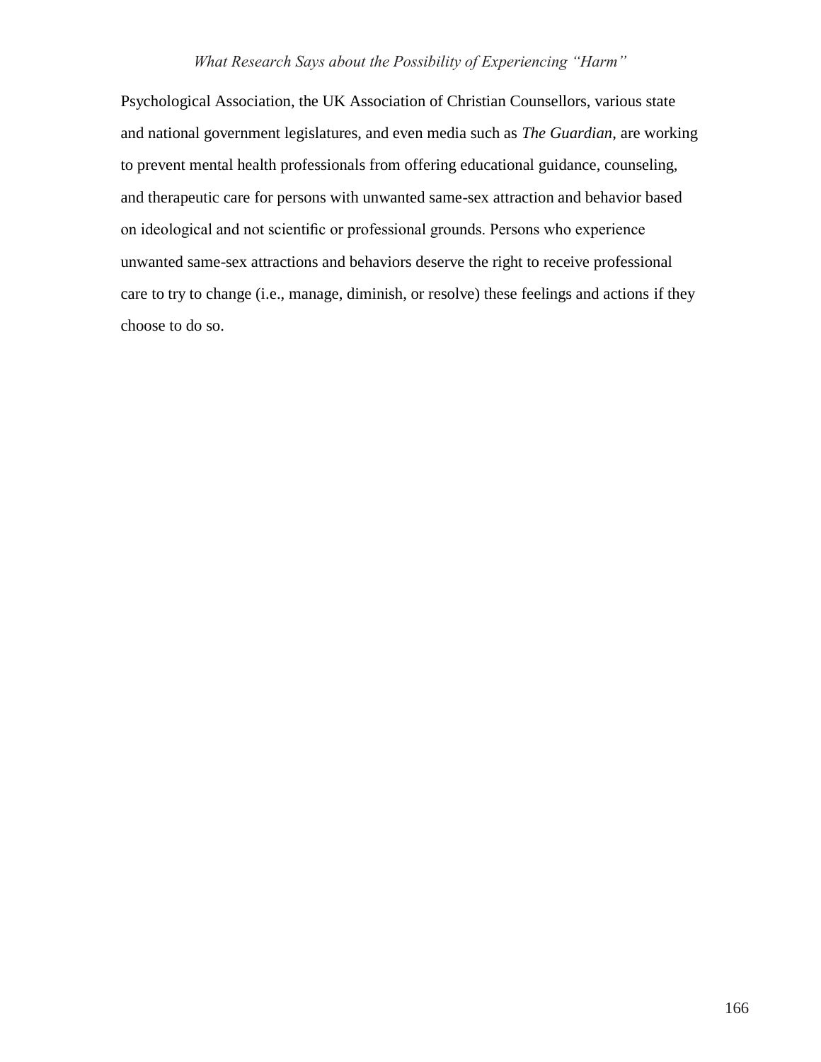Psychological Association, the UK Association of Christian Counsellors, various state and national government legislatures, and even media such as *The Guardian*, are working to prevent mental health professionals from offering educational guidance, counseling, and therapeutic care for persons with unwanted same-sex attraction and behavior based on ideological and not scientific or professional grounds. Persons who experience unwanted same-sex attractions and behaviors deserve the right to receive professional care to try to change (i.e., manage, diminish, or resolve) these feelings and actions if they choose to do so.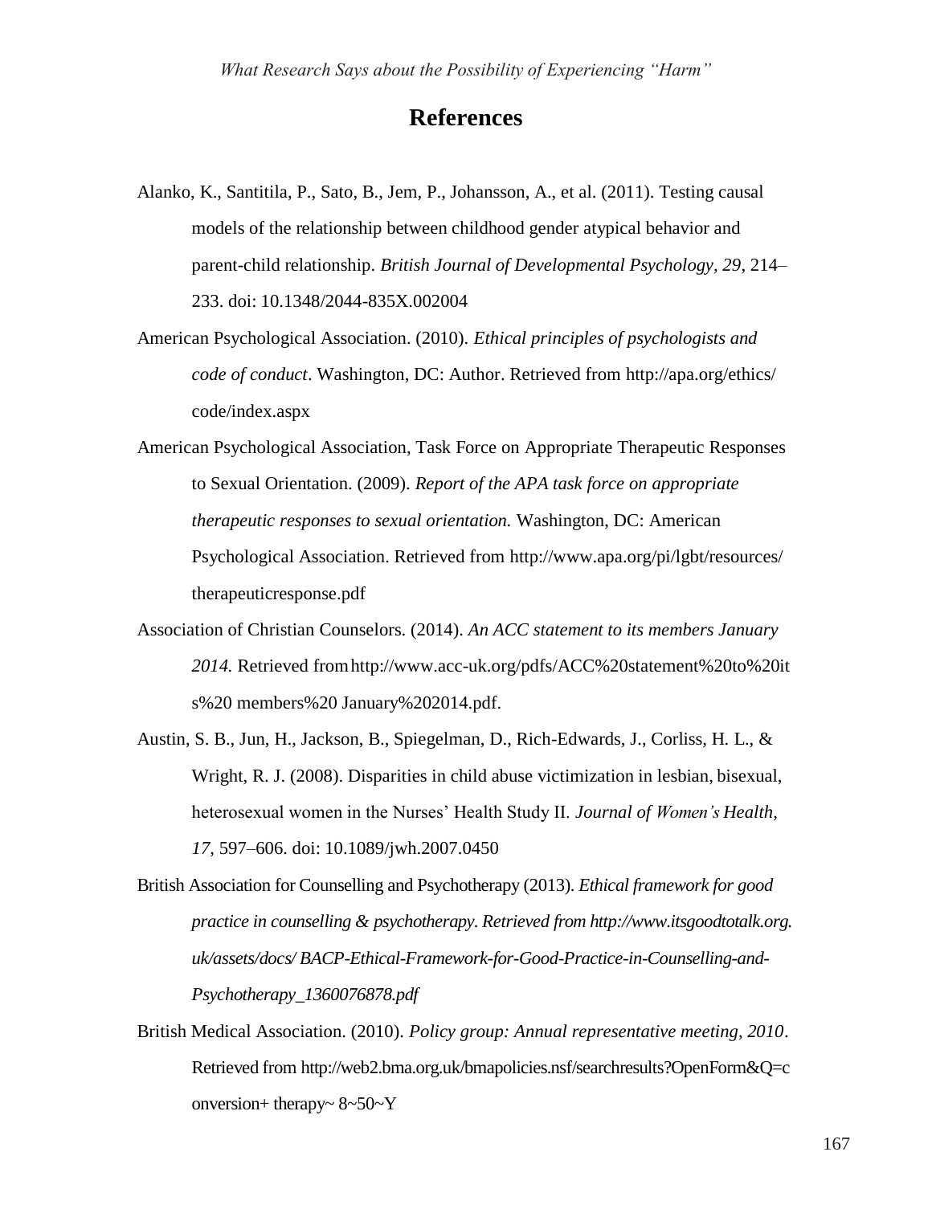# References

Alanko, K., Santitila, P., Sato, B., Jem, P., Johansson, A., et al. (2011). Testing causal models of the relationship between childhood gender atypical behavior and parent-child relationship. *British Journal of Developmental Psychology, 29*, 214–233. doi: 10.1348/2044-835X.002004

American Psychological Association. (2010). *Ethical principles of psychologists and code of conduct*. Washington, DC: Author. Retrieved from http://apa.org/ethics/code/index.aspx

American Psychological Association, Task Force on Appropriate Therapeutic Responses to Sexual Orientation. (2009). *Report of the APA task force on appropriate therapeutic responses to sexual orientation.* Washington, DC: American Psychological Association. Retrieved from http://www.apa.org/pi/lgbt/resources/therapeuticresponse.pdf

Association of Christian Counselors. (2014). *An ACC statement to its members January 2014.* Retrieved from http://www.acc-uk.org/pdfs/ACC%20statement%20to%20its%20 members%20 January%202014.pdf.

Austin, S. B., Jun, H., Jackson, B., Spiegelman, D., Rich-Edwards, J., Corliss, H. L., & Wright, R. J. (2008). Disparities in child abuse victimization in lesbian, bisexual, heterosexual women in the Nurses' Health Study II. *Journal of Women's Health, 17*, 597–606. doi: 10.1089/jwh.2007.0450

British Association for Counselling and Psychotherapy (2013). *Ethical framework for good practice in counselling & psychotherapy. Retrieved from http://www.itsgoodtotalk.org.uk/assets/docs/ BACP-Ethical-Framework-for-Good-Practice-in-Counselling-and-Psychotherapy_1360076878.pdf*

British Medical Association. (2010). *Policy group: Annual representative meeting, 2010*. Retrieved from http://web2.bma.org.uk/bmapolicies.nsf/searchresults?OpenForm&Q=conversion+ therapy~ 8~50~Y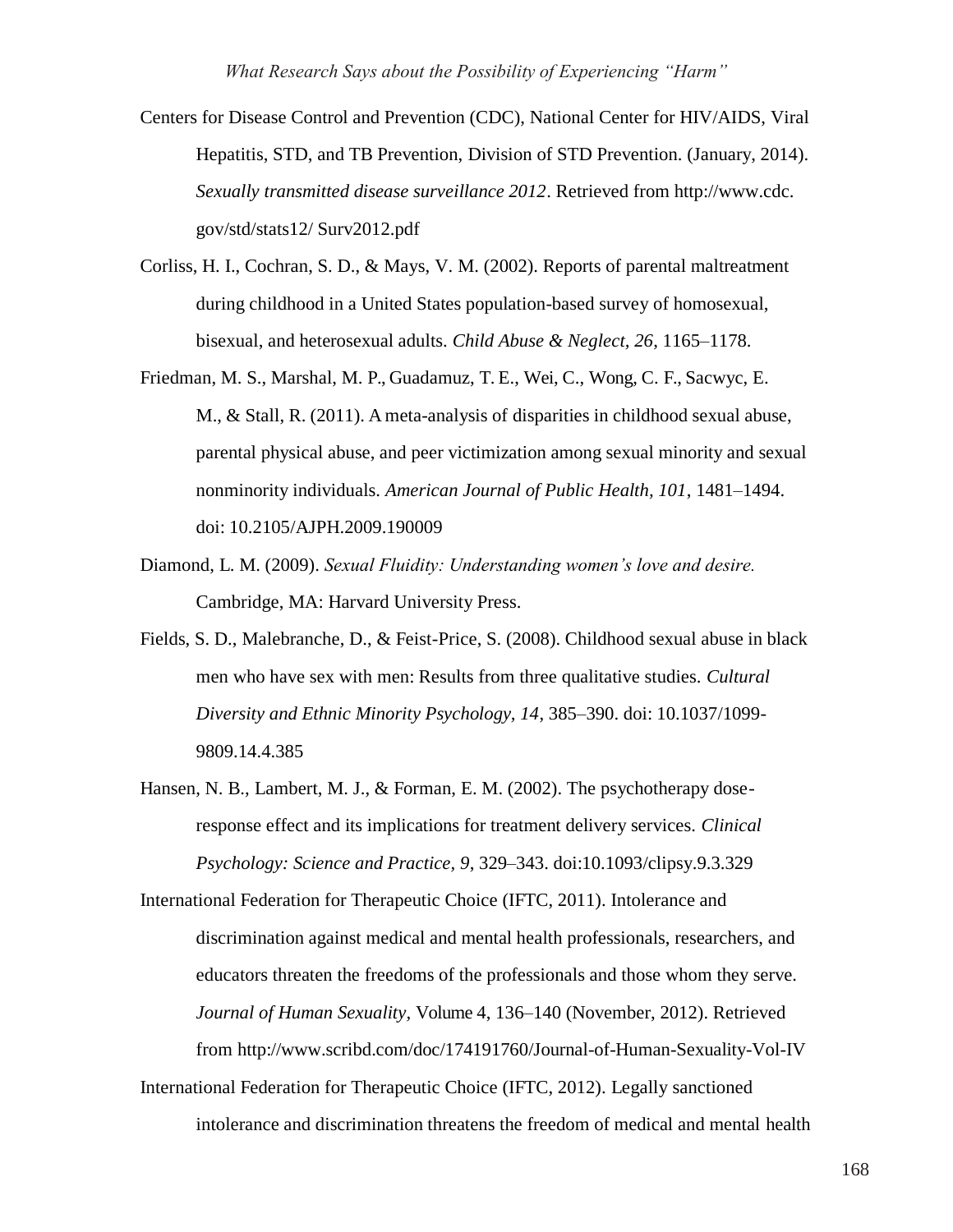Centers for Disease Control and Prevention (CDC), National Center for HIV/AIDS, Viral Hepatitis, STD, and TB Prevention, Division of STD Prevention. (January, 2014). *Sexually transmitted disease surveillance 2012*. Retrieved from http://www.cdc.gov/std/stats12/ Surv2012.pdf

Corliss, H. I., Cochran, S. D., & Mays, V. M. (2002). Reports of parental maltreatment during childhood in a United States population-based survey of homosexual, bisexual, and heterosexual adults. *Child Abuse & Neglect, 26*, 1165–1178.

Friedman, M. S., Marshal, M. P., Guadamuz, T. E., Wei, C., Wong, C. F., Sacwyc, E. M., & Stall, R. (2011). A meta-analysis of disparities in childhood sexual abuse, parental physical abuse, and peer victimization among sexual minority and sexual nonminority individuals. *American Journal of Public Health, 101*, 1481–1494. doi: 10.2105/AJPH.2009.190009

Diamond, L. M. (2009). *Sexual Fluidity: Understanding women's love and desire.* Cambridge, MA: Harvard University Press.

Fields, S. D., Malebranche, D., & Feist-Price, S. (2008). Childhood sexual abuse in black men who have sex with men: Results from three qualitative studies. *Cultural Diversity and Ethnic Minority Psychology, 14*, 385–390. doi: 10.1037/1099-9809.14.4.385

Hansen, N. B., Lambert, M. J., & Forman, E. M. (2002). The psychotherapy dose-response effect and its implications for treatment delivery services. *Clinical Psychology: Science and Practice, 9*, 329–343. doi:10.1093/clipsy.9.3.329

International Federation for Therapeutic Choice (IFTC, 2011). Intolerance and discrimination against medical and mental health professionals, researchers, and educators threaten the freedoms of the professionals and those whom they serve. *Journal of Human Sexuality*, Volume 4, 136–140 (November, 2012). Retrieved from http://www.scribd.com/doc/174191760/Journal-of-Human-Sexuality-Vol-IV

International Federation for Therapeutic Choice (IFTC, 2012). Legally sanctioned intolerance and discrimination threatens the freedom of medical and mental health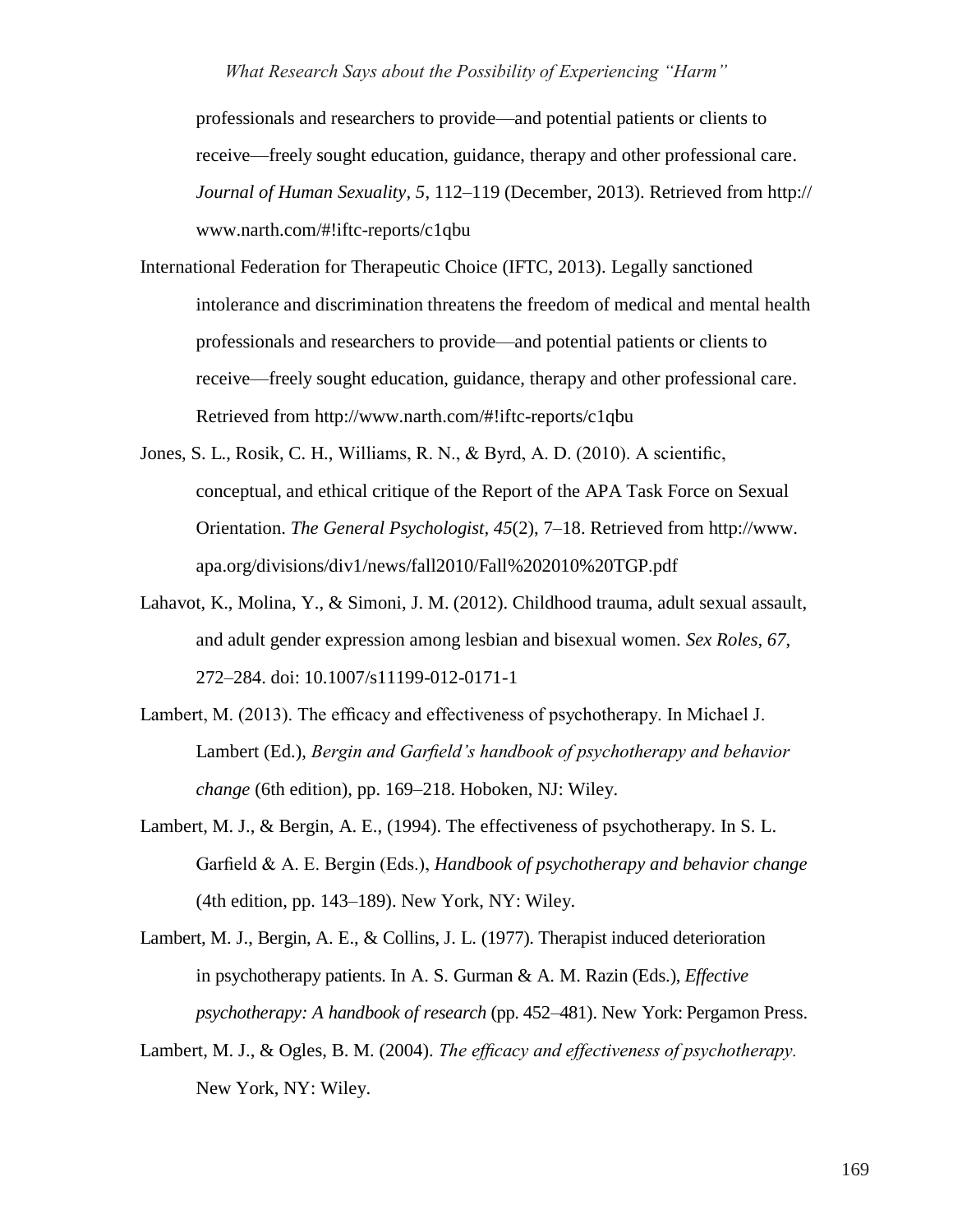professionals and researchers to provide—and potential patients or clients to receive—freely sought education, guidance, therapy and other professional care. *Journal of Human Sexuality, 5*, 112–119 (December, 2013). Retrieved from http://www.narth.com/#!iftc-reports/c1qbu

International Federation for Therapeutic Choice (IFTC, 2013). Legally sanctioned intolerance and discrimination threatens the freedom of medical and mental health professionals and researchers to provide—and potential patients or clients to receive—freely sought education, guidance, therapy and other professional care. Retrieved from http://www.narth.com/#!iftc-reports/c1qbu

Jones, S. L., Rosik, C. H., Williams, R. N., & Byrd, A. D. (2010). A scientific, conceptual, and ethical critique of the Report of the APA Task Force on Sexual Orientation. *The General Psychologist, 45*(2), 7–18. Retrieved from http://www.apa.org/divisions/div1/news/fall2010/Fall%202010%20TGP.pdf

Lahavot, K., Molina, Y., & Simoni, J. M. (2012). Childhood trauma, adult sexual assault, and adult gender expression among lesbian and bisexual women. *Sex Roles, 67,* 272–284. doi: 10.1007/s11199-012-0171-1

Lambert, M. (2013). The efficacy and effectiveness of psychotherapy. In Michael J. Lambert (Ed.), *Bergin and Garfield's handbook of psychotherapy and behavior change* (6th edition), pp. 169–218. Hoboken, NJ: Wiley.

Lambert, M. J., & Bergin, A. E., (1994). The effectiveness of psychotherapy. In S. L. Garfield & A. E. Bergin (Eds.), *Handbook of psychotherapy and behavior change* (4th edition, pp. 143–189). New York, NY: Wiley.

Lambert, M. J., Bergin, A. E., & Collins, J. L. (1977). Therapist induced deterioration in psychotherapy patients. In A. S. Gurman & A. M. Razin (Eds.), *Effective psychotherapy: A handbook of research* (pp. 452–481). New York: Pergamon Press.

Lambert, M. J., & Ogles, B. M. (2004). *The efficacy and effectiveness of psychotherapy.* New York, NY: Wiley.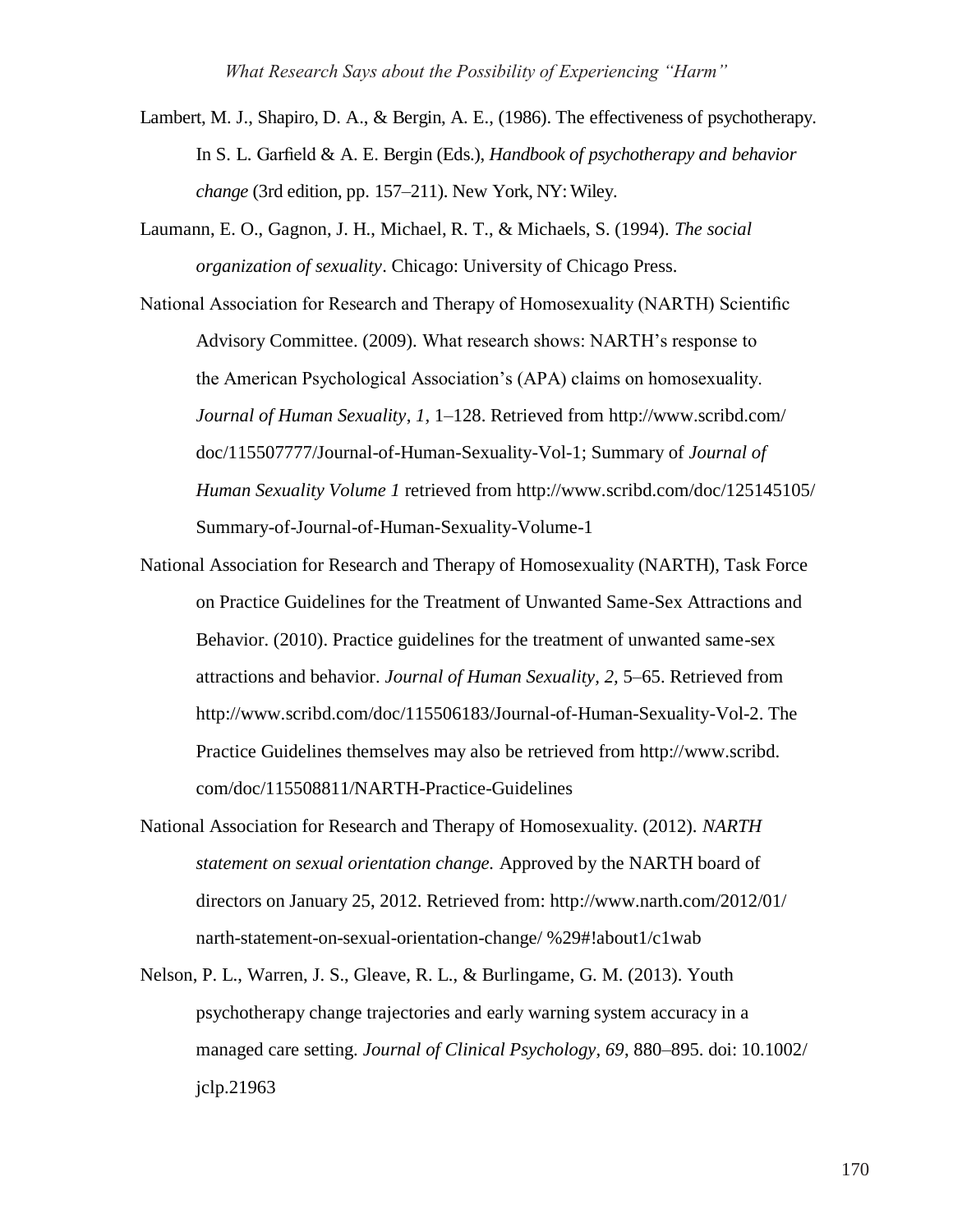Lambert, M. J., Shapiro, D. A., & Bergin, A. E., (1986). The effectiveness of psychotherapy. In S. L. Garfield & A. E. Bergin (Eds.), *Handbook of psychotherapy and behavior change* (3rd edition, pp. 157–211). New York, NY: Wiley.

Laumann, E. O., Gagnon, J. H., Michael, R. T., & Michaels, S. (1994). *The social organization of sexuality*. Chicago: University of Chicago Press.

National Association for Research and Therapy of Homosexuality (NARTH) Scientific Advisory Committee. (2009). What research shows: NARTH's response to the American Psychological Association's (APA) claims on homosexuality. *Journal of Human Sexuality*, *1*, 1–128. Retrieved from http://www.scribd.com/doc/115507777/Journal-of-Human-Sexuality-Vol-1; Summary of *Journal of Human Sexuality Volume 1* retrieved from http://www.scribd.com/doc/125145105/Summary-of-Journal-of-Human-Sexuality-Volume-1

National Association for Research and Therapy of Homosexuality (NARTH), Task Force on Practice Guidelines for the Treatment of Unwanted Same-Sex Attractions and Behavior. (2010). Practice guidelines for the treatment of unwanted same-sex attractions and behavior. *Journal of Human Sexuality, 2,* 5–65. Retrieved from http://www.scribd.com/doc/115506183/Journal-of-Human-Sexuality-Vol-2. The Practice Guidelines themselves may also be retrieved from http://www.scribd.com/doc/115508811/NARTH-Practice-Guidelines

National Association for Research and Therapy of Homosexuality. (2012). *NARTH statement on sexual orientation change.* Approved by the NARTH board of directors on January 25, 2012. Retrieved from: http://www.narth.com/2012/01/narth-statement-on-sexual-orientation-change/ %29#!about1/c1wab

Nelson, P. L., Warren, J. S., Gleave, R. L., & Burlingame, G. M. (2013). Youth psychotherapy change trajectories and early warning system accuracy in a managed care setting. *Journal of Clinical Psychology*, *69*, 880–895. doi: 10.1002/jclp.21963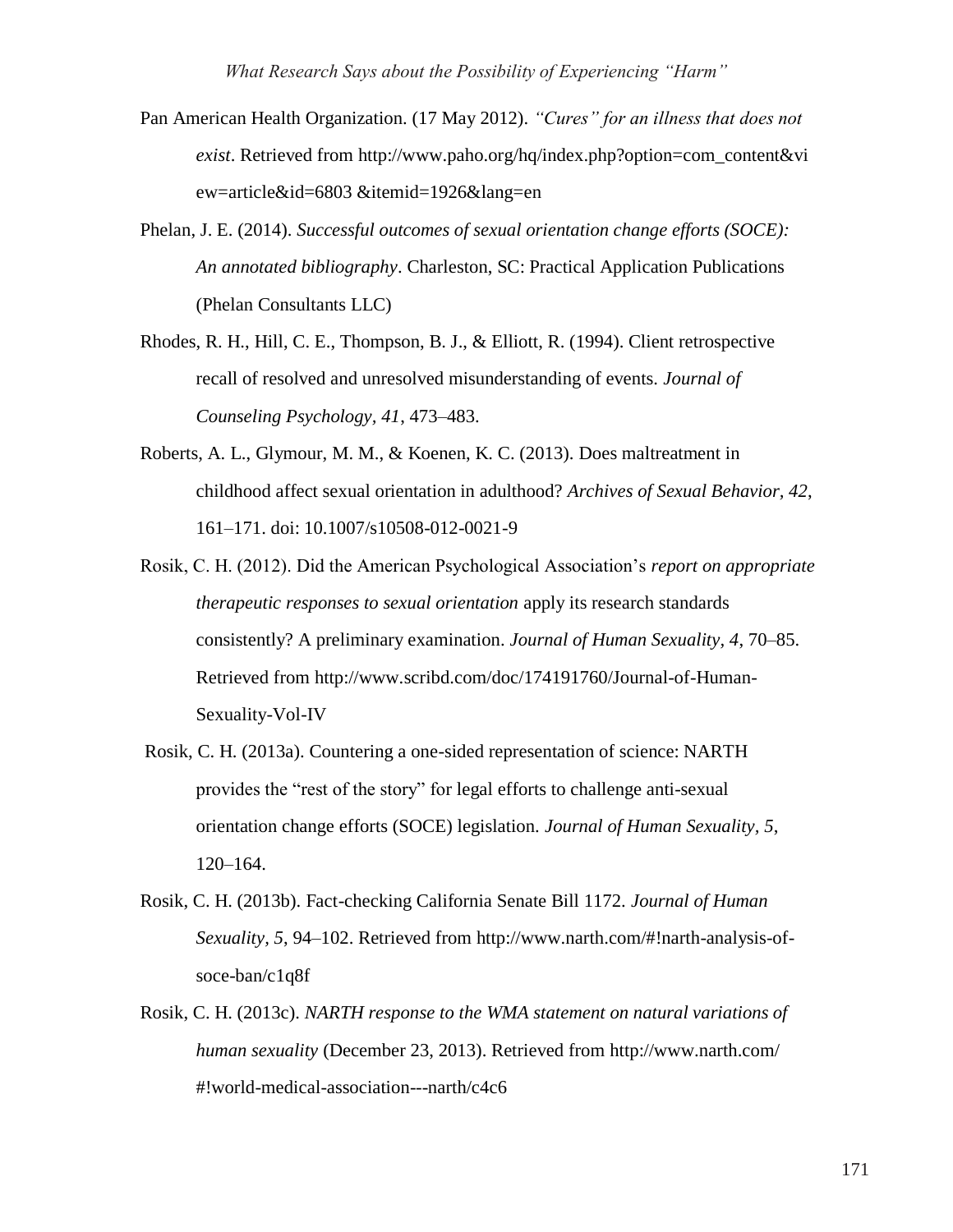Pan American Health Organization. (17 May 2012). *"Cures" for an illness that does not exist*. Retrieved from http://www.paho.org/hq/index.php?option=com_content&view=article&id=6803 &itemid=1926&lang=en

Phelan, J. E. (2014). *Successful outcomes of sexual orientation change efforts (SOCE): An annotated bibliography*. Charleston, SC: Practical Application Publications (Phelan Consultants LLC)

Rhodes, R. H., Hill, C. E., Thompson, B. J., & Elliott, R. (1994). Client retrospective recall of resolved and unresolved misunderstanding of events. *Journal of Counseling Psychology, 41*, 473–483.

Roberts, A. L., Glymour, M. M., & Koenen, K. C. (2013). Does maltreatment in childhood affect sexual orientation in adulthood? *Archives of Sexual Behavior, 42*, 161–171. doi: 10.1007/s10508-012-0021-9

Rosik, C. H. (2012). Did the American Psychological Association's *report on appropriate therapeutic responses to sexual orientation* apply its research standards consistently? A preliminary examination. *Journal of Human Sexuality, 4*, 70–85. Retrieved from http://www.scribd.com/doc/174191760/Journal-of-Human-Sexuality-Vol-IV

Rosik, C. H. (2013a). Countering a one-sided representation of science: NARTH provides the "rest of the story" for legal efforts to challenge anti-sexual orientation change efforts (SOCE) legislation. *Journal of Human Sexuality, 5*, 120–164.

Rosik, C. H. (2013b). Fact-checking California Senate Bill 1172. *Journal of Human Sexuality, 5*, 94–102. Retrieved from http://www.narth.com/#!narth-analysis-of-soce-ban/c1q8f

Rosik, C. H. (2013c). *NARTH response to the WMA statement on natural variations of human sexuality* (December 23, 2013). Retrieved from http://www.narth.com/#!world-medical-association---narth/c4c6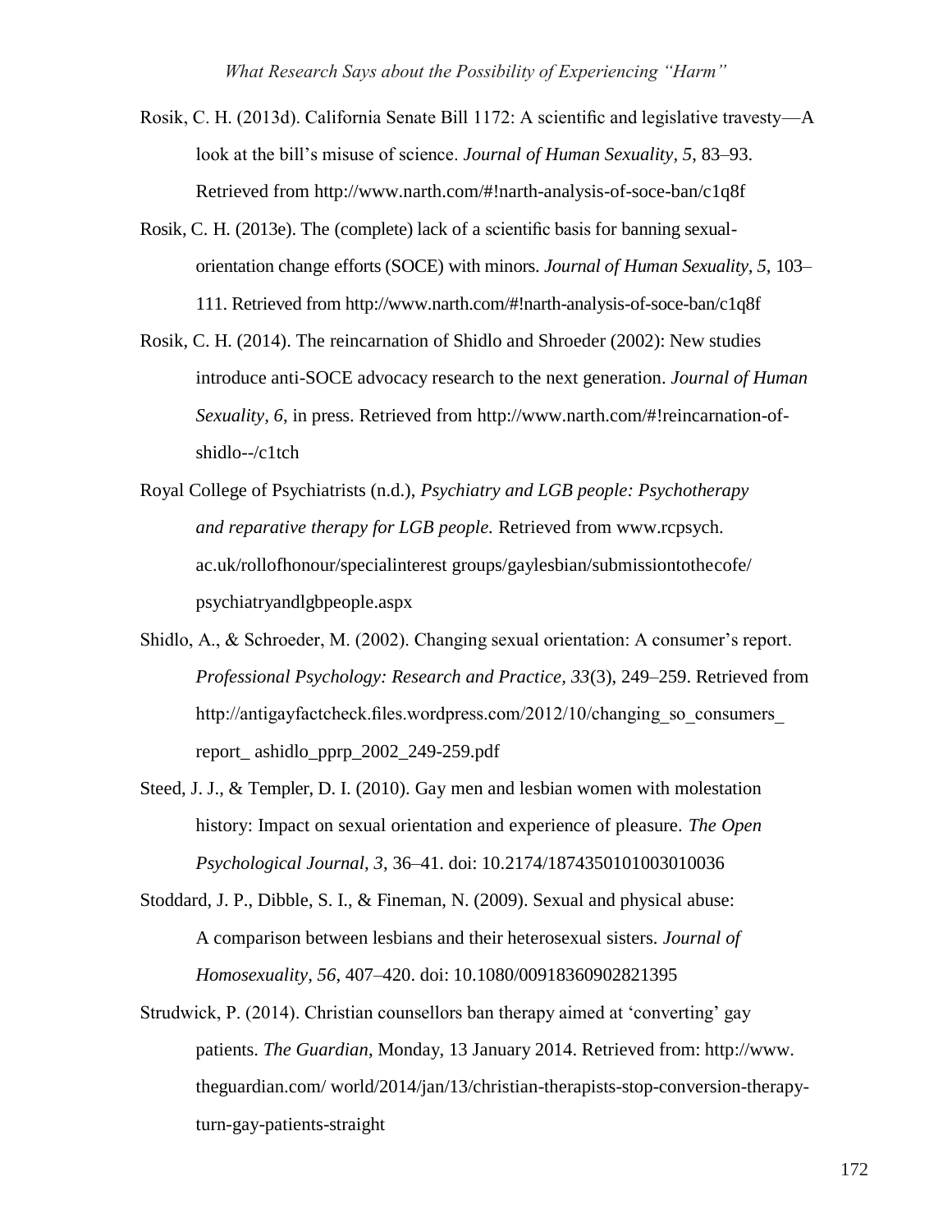Rosik, C. H. (2013d). California Senate Bill 1172: A scientific and legislative travesty—A look at the bill's misuse of science. *Journal of Human Sexuality, 5*, 83–93. Retrieved from http://www.narth.com/#!narth-analysis-of-soce-ban/c1q8f

Rosik, C. H. (2013e). The (complete) lack of a scientific basis for banning sexual-orientation change efforts (SOCE) with minors. *Journal of Human Sexuality, 5*, 103–111. Retrieved from http://www.narth.com/#!narth-analysis-of-soce-ban/c1q8f

Rosik, C. H. (2014). The reincarnation of Shidlo and Shroeder (2002): New studies introduce anti-SOCE advocacy research to the next generation. *Journal of Human Sexuality, 6*, in press. Retrieved from http://www.narth.com/#!reincarnation-of-shidlo--/c1tch

Royal College of Psychiatrists (n.d.), *Psychiatry and LGB people: Psychotherapy and reparative therapy for LGB people.* Retrieved from www.rcpsych.ac.uk/rollofhonour/specialinterest groups/gaylesbian/submissiontothecofe/psychiatryandlgbpeople.aspx

Shidlo, A., & Schroeder, M. (2002). Changing sexual orientation: A consumer's report. *Professional Psychology: Research and Practice, 33*(3), 249–259. Retrieved from http://antigayfactcheck.files.wordpress.com/2012/10/changing_so_consumers_report_ ashidlo_pprp_2002_249-259.pdf

Steed, J. J., & Templer, D. I. (2010). Gay men and lesbian women with molestation history: Impact on sexual orientation and experience of pleasure. *The Open Psychological Journal, 3*, 36–41. doi: 10.2174/1874350101003010036

Stoddard, J. P., Dibble, S. I., & Fineman, N. (2009). Sexual and physical abuse: A comparison between lesbians and their heterosexual sisters. *Journal of Homosexuality, 56*, 407–420. doi: 10.1080/00918360902821395

Strudwick, P. (2014). Christian counsellors ban therapy aimed at 'converting' gay patients. *The Guardian*, Monday, 13 January 2014. Retrieved from: http://www.theguardian.com/ world/2014/jan/13/christian-therapists-stop-conversion-therapy-turn-gay-patients-straight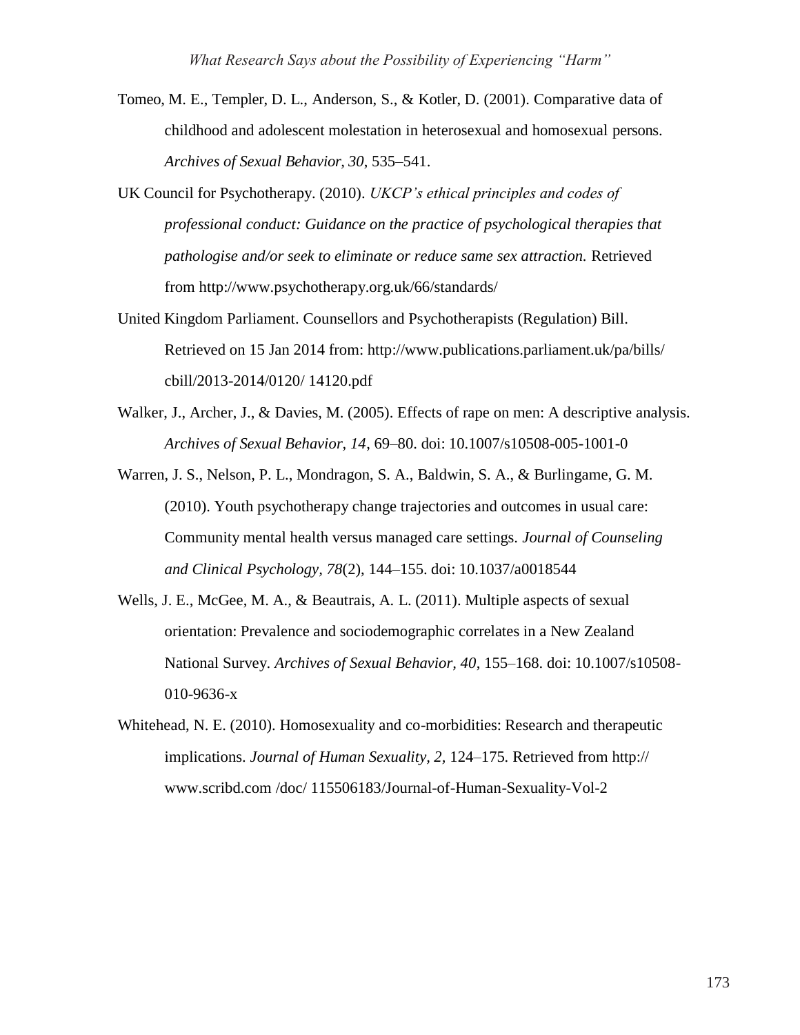Tomeo, M. E., Templer, D. L., Anderson, S., & Kotler, D. (2001). Comparative data of childhood and adolescent molestation in heterosexual and homosexual persons. *Archives of Sexual Behavior, 30*, 535–541.

UK Council for Psychotherapy. (2010). *UKCP's ethical principles and codes of professional conduct: Guidance on the practice of psychological therapies that pathologise and/or seek to eliminate or reduce same sex attraction.* Retrieved from http://www.psychotherapy.org.uk/66/standards/

United Kingdom Parliament. Counsellors and Psychotherapists (Regulation) Bill. Retrieved on 15 Jan 2014 from: http://www.publications.parliament.uk/pa/bills/cbill/2013-2014/0120/ 14120.pdf

Walker, J., Archer, J., & Davies, M. (2005). Effects of rape on men: A descriptive analysis. *Archives of Sexual Behavior, 14*, 69–80. doi: 10.1007/s10508-005-1001-0

Warren, J. S., Nelson, P. L., Mondragon, S. A., Baldwin, S. A., & Burlingame, G. M. (2010). Youth psychotherapy change trajectories and outcomes in usual care: Community mental health versus managed care settings. *Journal of Counseling and Clinical Psychology, 78*(2), 144–155. doi: 10.1037/a0018544

Wells, J. E., McGee, M. A., & Beautrais, A. L. (2011). Multiple aspects of sexual orientation: Prevalence and sociodemographic correlates in a New Zealand National Survey. *Archives of Sexual Behavior, 40*, 155–168. doi: 10.1007/s10508-010-9636-x

Whitehead, N. E. (2010). Homosexuality and co-morbidities: Research and therapeutic implications. *Journal of Human Sexuality, 2,* 124–175. Retrieved from http:// www.scribd.com /doc/ 115506183/Journal-of-Human-Sexuality-Vol-2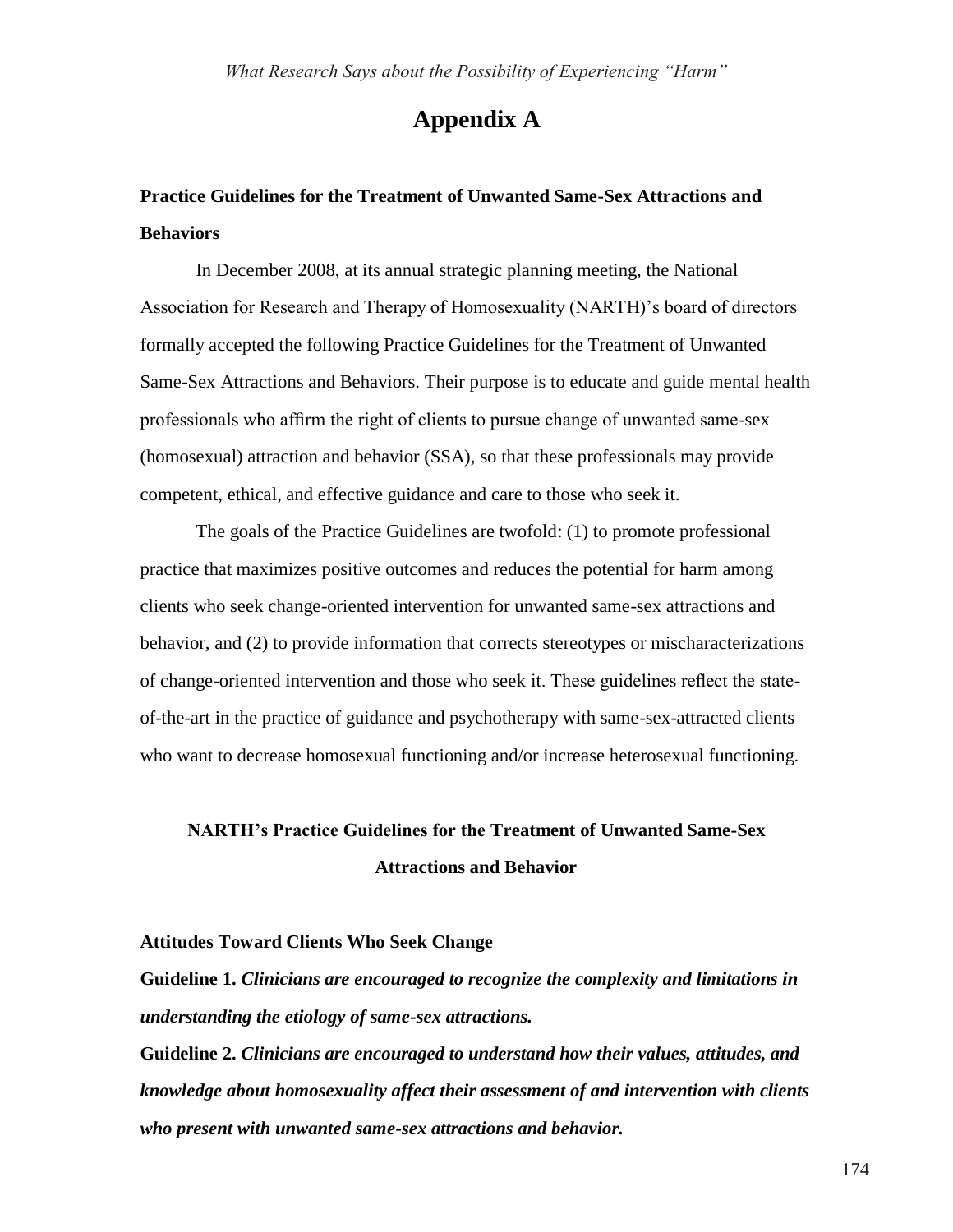# Appendix A

## Practice Guidelines for the Treatment of Unwanted Same-Sex Attractions and Behaviors

In December 2008, at its annual strategic planning meeting, the National Association for Research and Therapy of Homosexuality (NARTH)'s board of directors formally accepted the following Practice Guidelines for the Treatment of Unwanted Same-Sex Attractions and Behaviors. Their purpose is to educate and guide mental health professionals who affirm the right of clients to pursue change of unwanted same-sex (homosexual) attraction and behavior (SSA), so that these professionals may provide competent, ethical, and effective guidance and care to those who seek it.

The goals of the Practice Guidelines are twofold: (1) to promote professional practice that maximizes positive outcomes and reduces the potential for harm among clients who seek change-oriented intervention for unwanted same-sex attractions and behavior, and (2) to provide information that corrects stereotypes or mischaracterizations of change-oriented intervention and those who seek it. These guidelines reflect the state-of-the-art in the practice of guidance and psychotherapy with same-sex-attracted clients who want to decrease homosexual functioning and/or increase heterosexual functioning.

## NARTH's Practice Guidelines for the Treatment of Unwanted Same-Sex Attractions and Behavior

### Attitudes Toward Clients Who Seek Change

**Guideline 1.** ***Clinicians are encouraged to recognize the complexity and limitations in understanding the etiology of same-sex attractions.***

**Guideline 2.** ***Clinicians are encouraged to understand how their values, attitudes, and knowledge about homosexuality affect their assessment of and intervention with clients who present with unwanted same-sex attractions and behavior.***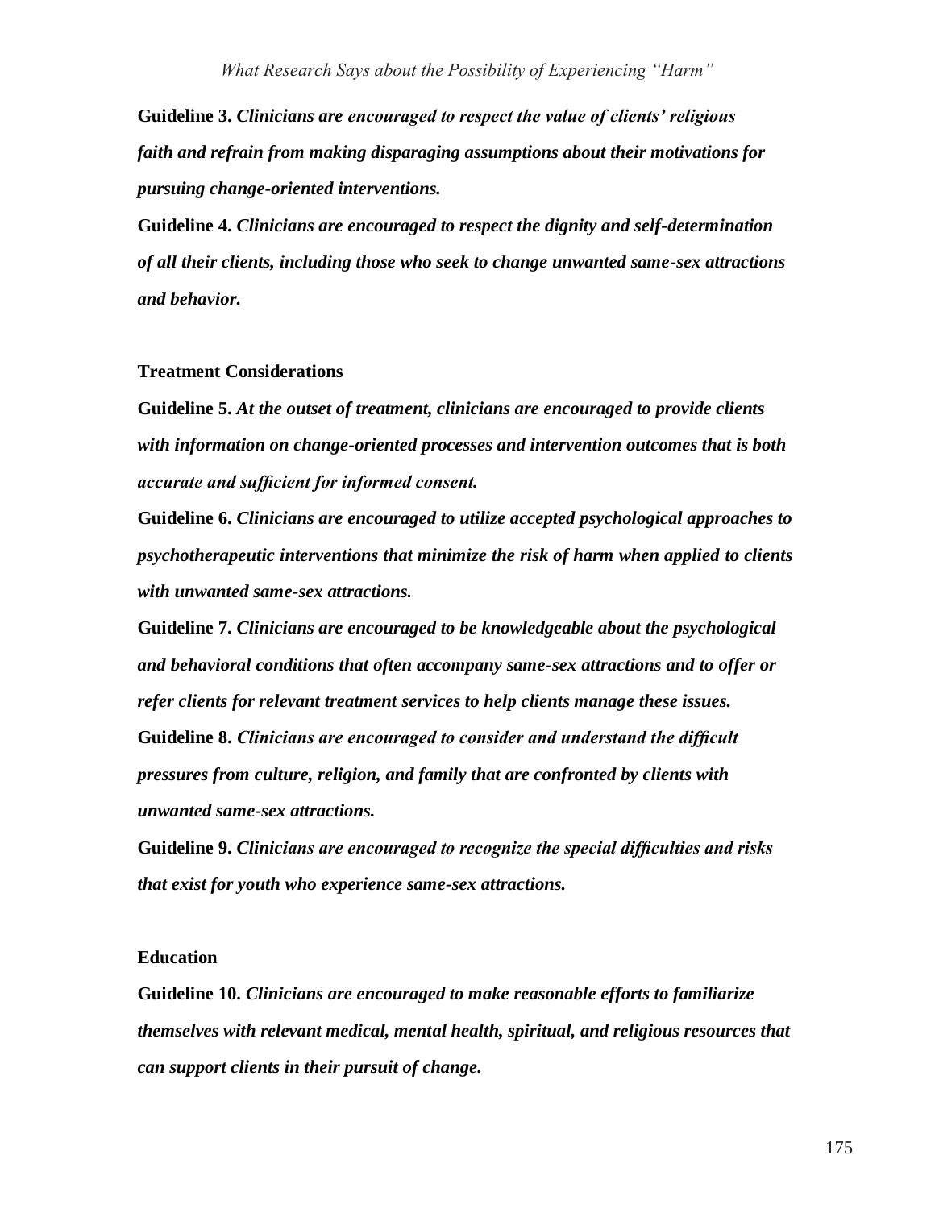**Guideline 3.** ***Clinicians are encouraged to respect the value of clients' religious faith and refrain from making disparaging assumptions about their motivations for pursuing change-oriented interventions.***

**Guideline 4.** ***Clinicians are encouraged to respect the dignity and self-determination of all their clients, including those who seek to change unwanted same-sex attractions and behavior.***

**Treatment Considerations**

**Guideline 5.** ***At the outset of treatment, clinicians are encouraged to provide clients with information on change-oriented processes and intervention outcomes that is both accurate and sufficient for informed consent.***

**Guideline 6.** ***Clinicians are encouraged to utilize accepted psychological approaches to psychotherapeutic interventions that minimize the risk of harm when applied to clients with unwanted same-sex attractions.***

**Guideline 7.** ***Clinicians are encouraged to be knowledgeable about the psychological and behavioral conditions that often accompany same-sex attractions and to offer or refer clients for relevant treatment services to help clients manage these issues.***

**Guideline 8.** ***Clinicians are encouraged to consider and understand the difficult pressures from culture, religion, and family that are confronted by clients with unwanted same-sex attractions.***

**Guideline 9.** ***Clinicians are encouraged to recognize the special difficulties and risks that exist for youth who experience same-sex attractions.***

**Education**

**Guideline 10.** ***Clinicians are encouraged to make reasonable efforts to familiarize themselves with relevant medical, mental health, spiritual, and religious resources that can support clients in their pursuit of change.***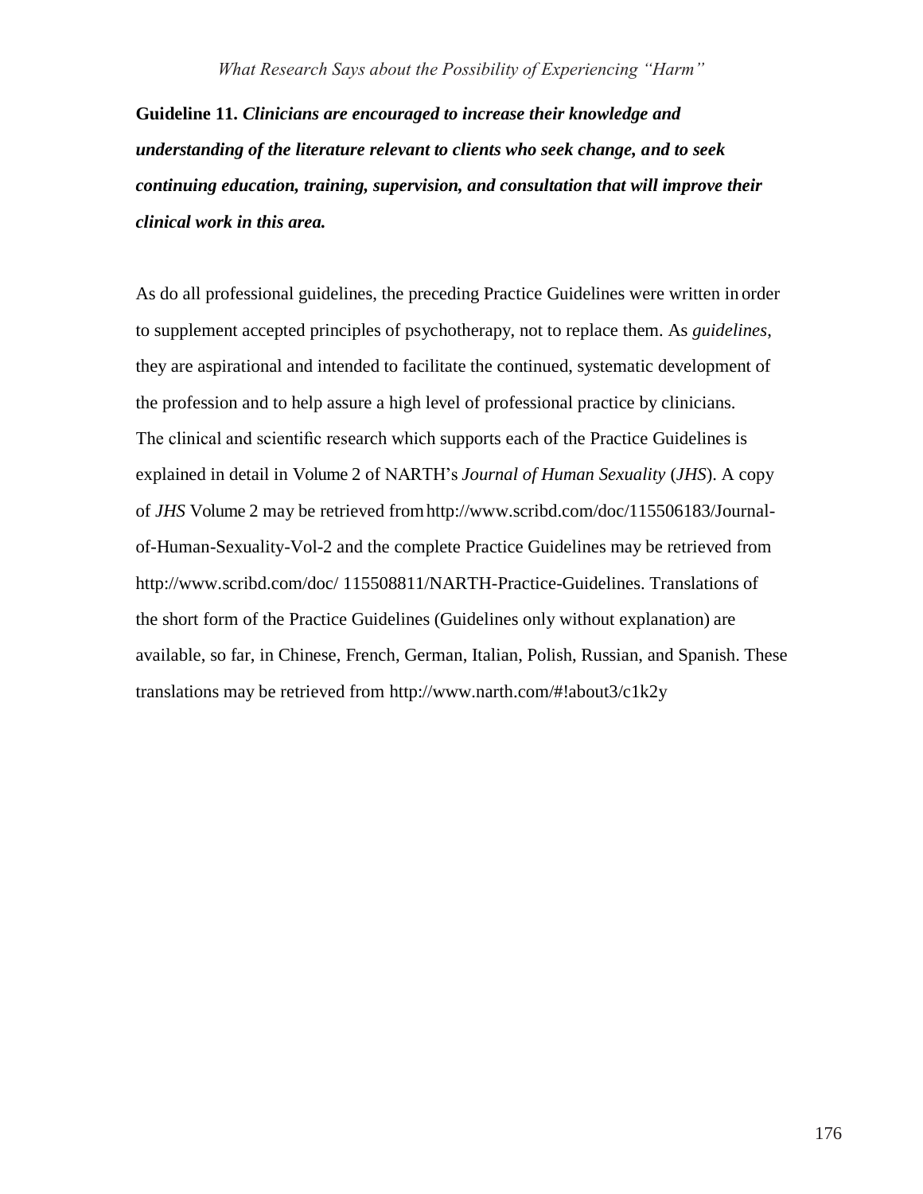**Guideline 11.** ***Clinicians are encouraged to increase their knowledge and understanding of the literature relevant to clients who seek change, and to seek continuing education, training, supervision, and consultation that will improve their clinical work in this area.***

As do all professional guidelines, the preceding Practice Guidelines were written in order to supplement accepted principles of psychotherapy, not to replace them. As *guidelines*, they are aspirational and intended to facilitate the continued, systematic development of the profession and to help assure a high level of professional practice by clinicians. The clinical and scientific research which supports each of the Practice Guidelines is explained in detail in Volume 2 of NARTH's *Journal of Human Sexuality* (*JHS*). A copy of *JHS* Volume 2 may be retrieved from http://www.scribd.com/doc/115506183/Journal-of-Human-Sexuality-Vol-2 and the complete Practice Guidelines may be retrieved from http://www.scribd.com/doc/ 115508811/NARTH-Practice-Guidelines. Translations of the short form of the Practice Guidelines (Guidelines only without explanation) are available, so far, in Chinese, French, German, Italian, Polish, Russian, and Spanish. These translations may be retrieved from http://www.narth.com/#!about3/c1k2y